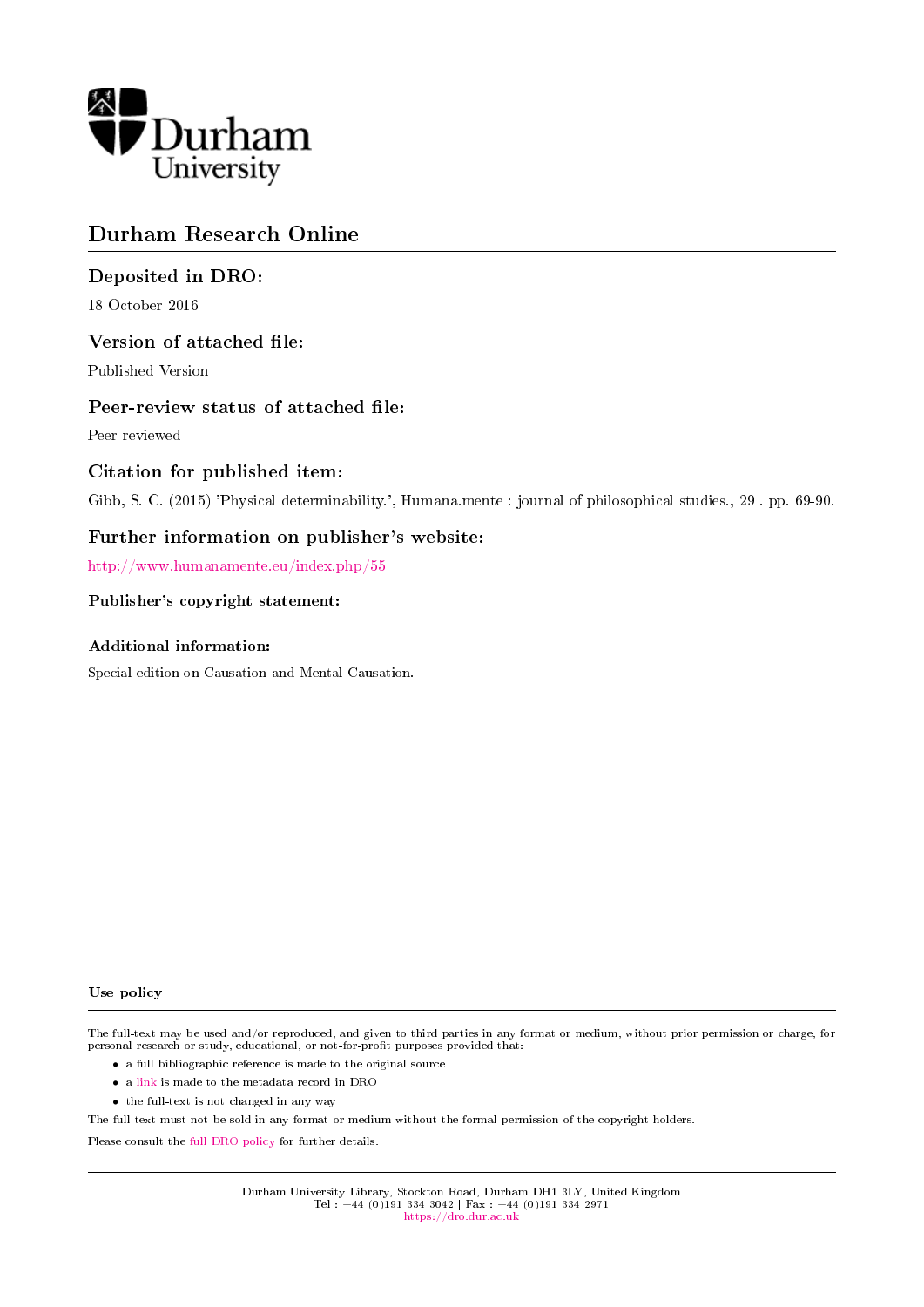Durham University

# Durham Research Online

## Deposited in DRO:

18 October 2016

## Version of attached file:

Published Version

## Peer-review status of attached file:

Peer-reviewed

## Citation for published item:

Gibb, S. C. (2015) 'Physical determinability.', Humana.mente : journal of philosophical studies., 29 . pp. 69-90.

## Further information on publisher's website:

http://www.humanamente.eu/index.php/55

### Publisher's copyright statement:

### Additional information:

Special edition on Causation and Mental Causation.

### Use policy

The full-text may be used and/or reproduced, and given to third parties in any format or medium, without prior permission or charge, for personal research or study, educational, or not-for-profit purposes provided that:

- a full bibliographic reference is made to the original source
- a link is made to the metadata record in DRO
- the full-text is not changed in any way

The full-text must not be sold in any format or medium without the formal permission of the copyright holders.

Please consult the full DRO policy for further details.

Durham University Library, Stockton Road, Durham DH1 3LY, United Kingdom
Tel : +44 (0)191 334 3042 | Fax : +44 (0)191 334 2971
https://dro.dur.ac.uk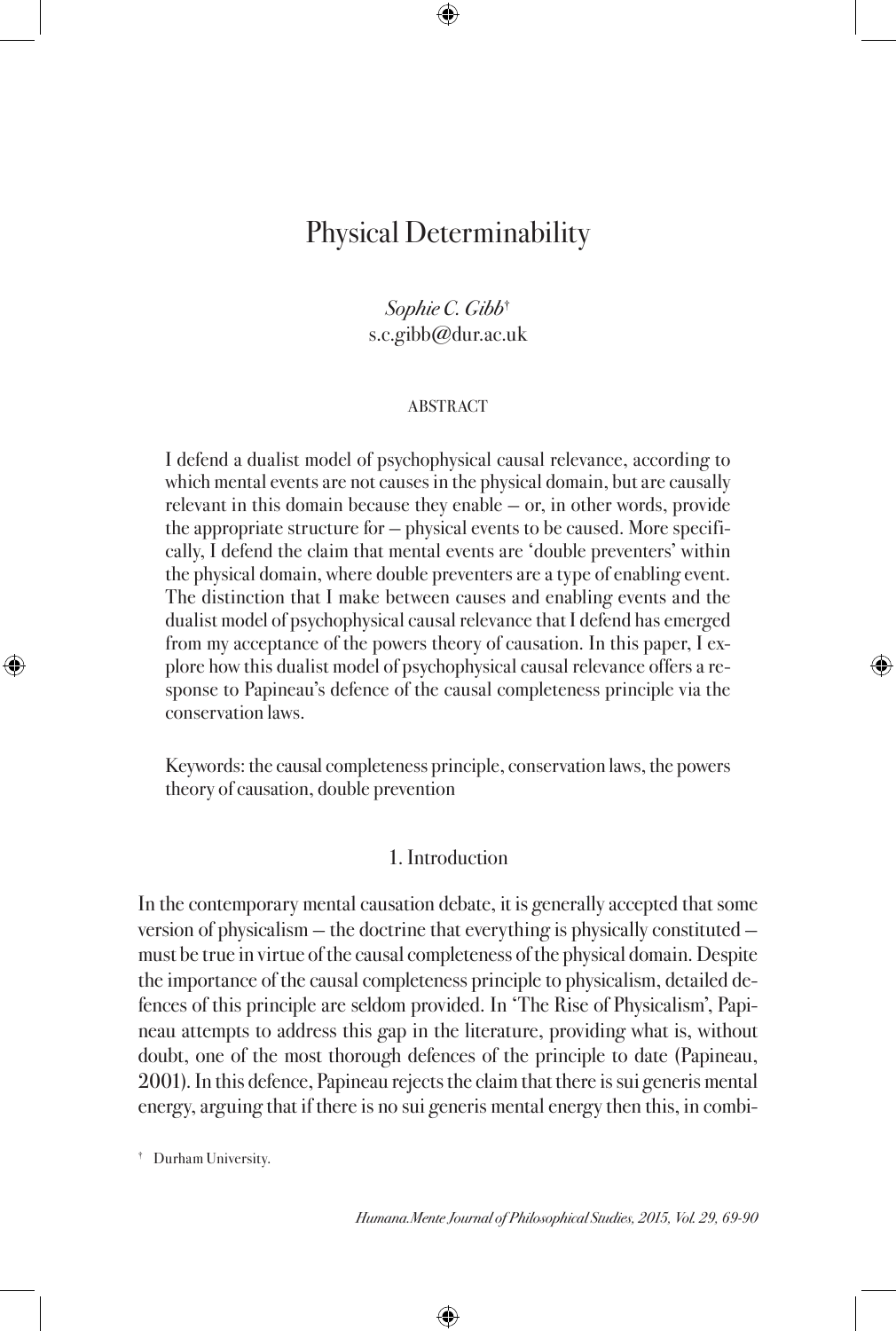# Physical Determinability

*Sophie C. Gibb*[†]
s.c.gibb@dur.ac.uk

ABSTRACT

I defend a dualist model of psychophysical causal relevance, according to which mental events are not causes in the physical domain, but are causally relevant in this domain because they enable – or, in other words, provide the appropriate structure for – physical events to be caused. More specifically, I defend the claim that mental events are 'double preventers' within the physical domain, where double preventers are a type of enabling event. The distinction that I make between causes and enabling events and the dualist model of psychophysical causal relevance that I defend has emerged from my acceptance of the powers theory of causation. In this paper, I explore how this dualist model of psychophysical causal relevance offers a response to Papineau's defence of the causal completeness principle via the conservation laws.

Keywords: the causal completeness principle, conservation laws, the powers theory of causation, double prevention

## 1. Introduction

In the contemporary mental causation debate, it is generally accepted that some version of physicalism – the doctrine that everything is physically constituted – must be true in virtue of the causal completeness of the physical domain. Despite the importance of the causal completeness principle to physicalism, detailed defences of this principle are seldom provided. In 'The Rise of Physicalism', Papineau attempts to address this gap in the literature, providing what is, without doubt, one of the most thorough defences of the principle to date (Papineau, 2001). In this defence, Papineau rejects the claim that there is sui generis mental energy, arguing that if there is no sui generis mental energy then this, in combi-

[†] Durham University.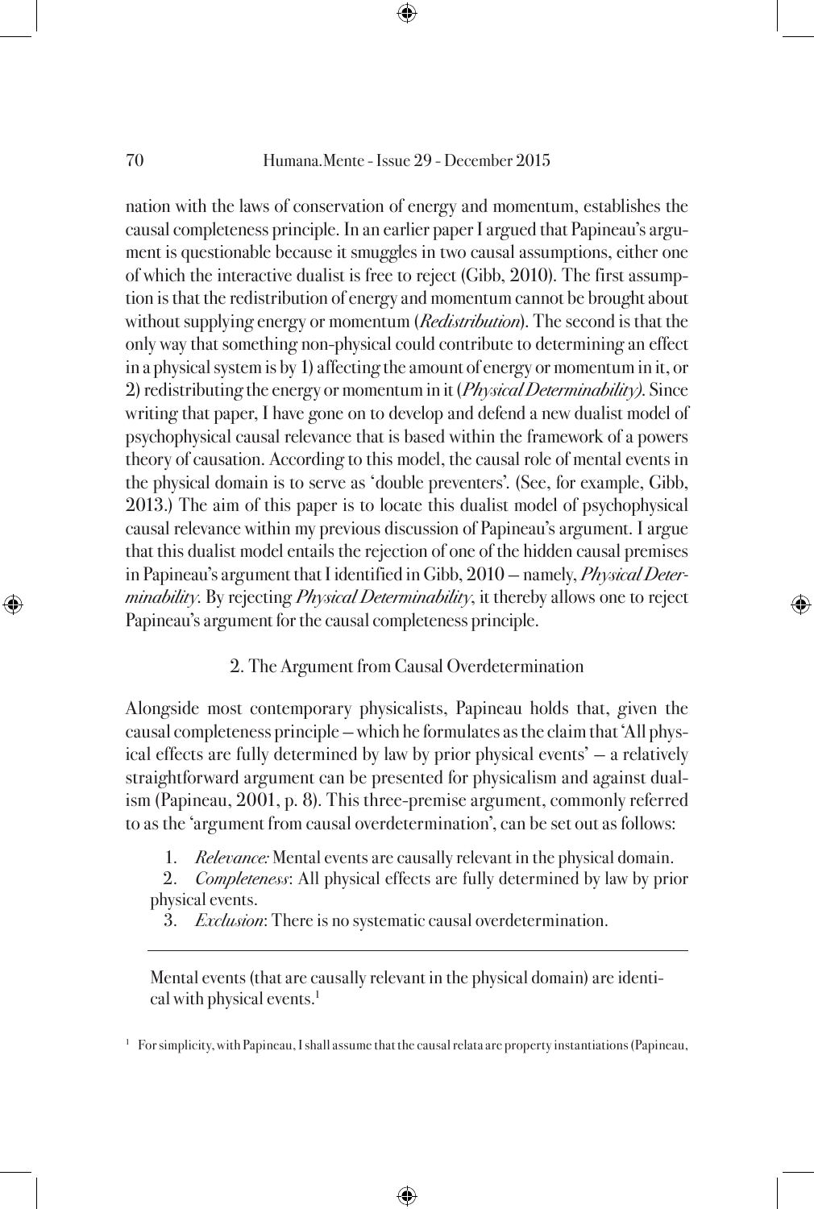nation with the laws of conservation of energy and momentum, establishes the causal completeness principle. In an earlier paper I argued that Papineau's argument is questionable because it smuggles in two causal assumptions, either one of which the interactive dualist is free to reject (Gibb, 2010). The first assumption is that the redistribution of energy and momentum cannot be brought about without supplying energy or momentum (*Redistribution*). The second is that the only way that something non-physical could contribute to determining an effect in a physical system is by 1) affecting the amount of energy or momentum in it, or 2) redistributing the energy or momentum in it (*Physical Determinability*). Since writing that paper, I have gone on to develop and defend a new dualist model of psychophysical causal relevance that is based within the framework of a powers theory of causation. According to this model, the causal role of mental events in the physical domain is to serve as 'double preventers'. (See, for example, Gibb, 2013.) The aim of this paper is to locate this dualist model of psychophysical causal relevance within my previous discussion of Papineau's argument. I argue that this dualist model entails the rejection of one of the hidden causal premises in Papineau's argument that I identified in Gibb, 2010 – namely, *Physical Determinability*. By rejecting *Physical Determinability*, it thereby allows one to reject Papineau's argument for the causal completeness principle.

## 2. The Argument from Causal Overdetermination

Alongside most contemporary physicalists, Papineau holds that, given the causal completeness principle – which he formulates as the claim that 'All physical effects are fully determined by law by prior physical events' – a relatively straightforward argument can be presented for physicalism and against dualism (Papineau, 2001, p. 8). This three-premise argument, commonly referred to as the 'argument from causal overdetermination', can be set out as follows:

1. *Relevance:* Mental events are causally relevant in the physical domain.
2. *Completeness*: All physical effects are fully determined by law by prior physical events.
3. *Exclusion*: There is no systematic causal overdetermination.

---

Mental events (that are causally relevant in the physical domain) are identical with physical events.[1]

[1] For simplicity, with Papineau, I shall assume that the causal relata are property instantiations (Papineau,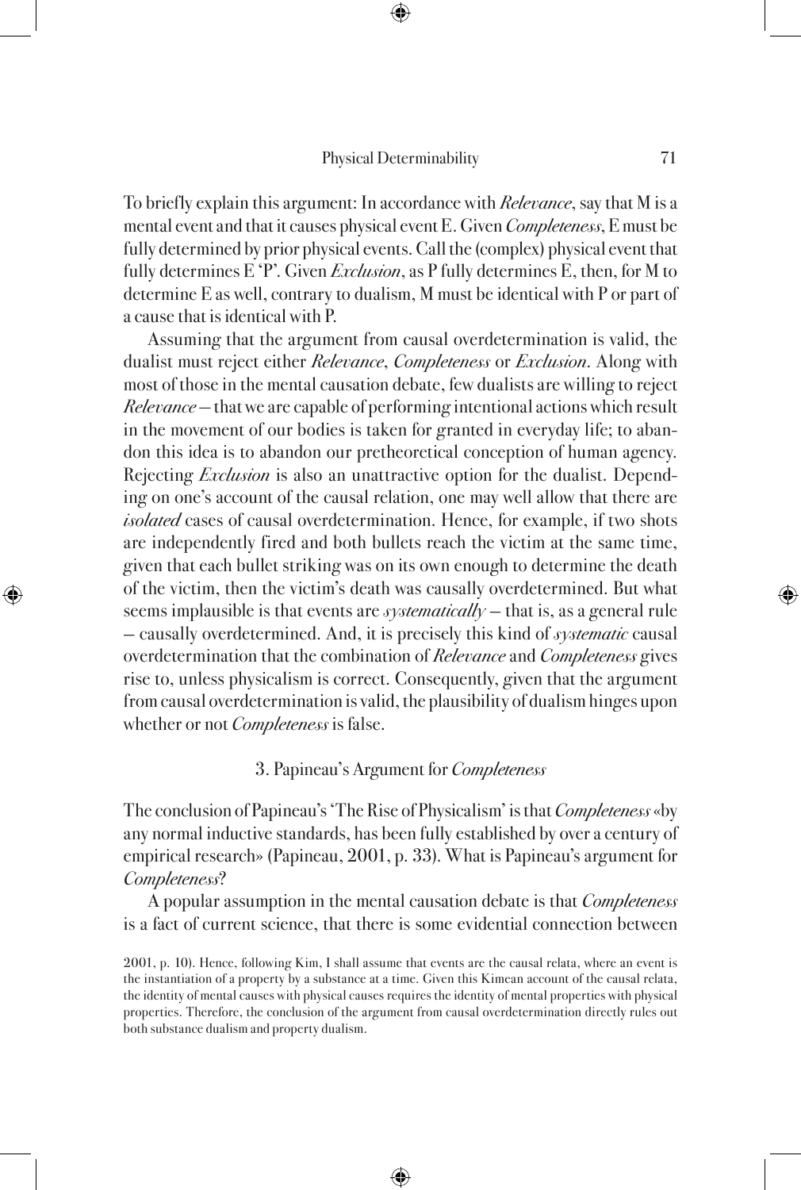To briefly explain this argument: In accordance with *Relevance*, say that M is a mental event and that it causes physical event E. Given *Completeness*, E must be fully determined by prior physical events. Call the (complex) physical event that fully determines E 'P'. Given *Exclusion*, as P fully determines E, then, for M to determine E as well, contrary to dualism, M must be identical with P or part of a cause that is identical with P.

Assuming that the argument from causal overdetermination is valid, the dualist must reject either *Relevance*, *Completeness* or *Exclusion*. Along with most of those in the mental causation debate, few dualists are willing to reject *Relevance* – that we are capable of performing intentional actions which result in the movement of our bodies is taken for granted in everyday life; to abandon this idea is to abandon our pretheoretical conception of human agency. Rejecting *Exclusion* is also an unattractive option for the dualist. Depending on one's account of the causal relation, one may well allow that there are *isolated* cases of causal overdetermination. Hence, for example, if two shots are independently fired and both bullets reach the victim at the same time, given that each bullet striking was on its own enough to determine the death of the victim, then the victim's death was causally overdetermined. But what seems implausible is that events are *systematically* – that is, as a general rule – causally overdetermined. And, it is precisely this kind of *systematic* causal overdetermination that the combination of *Relevance* and *Completeness* gives rise to, unless physicalism is correct. Consequently, given that the argument from causal overdetermination is valid, the plausibility of dualism hinges upon whether or not *Completeness* is false.

## 3. Papineau's Argument for *Completeness*

The conclusion of Papineau's 'The Rise of Physicalism' is that *Completeness* «by any normal inductive standards, has been fully established by over a century of empirical research» (Papineau, 2001, p. 33). What is Papineau's argument for *Completeness*?

A popular assumption in the mental causation debate is that *Completeness* is a fact of current science, that there is some evidential connection between

2001, p. 10). Hence, following Kim, I shall assume that events are the causal relata, where an event is the instantiation of a property by a substance at a time. Given this Kimean account of the causal relata, the identity of mental causes with physical causes requires the identity of mental properties with physical properties. Therefore, the conclusion of the argument from causal overdetermination directly rules out both substance dualism and property dualism.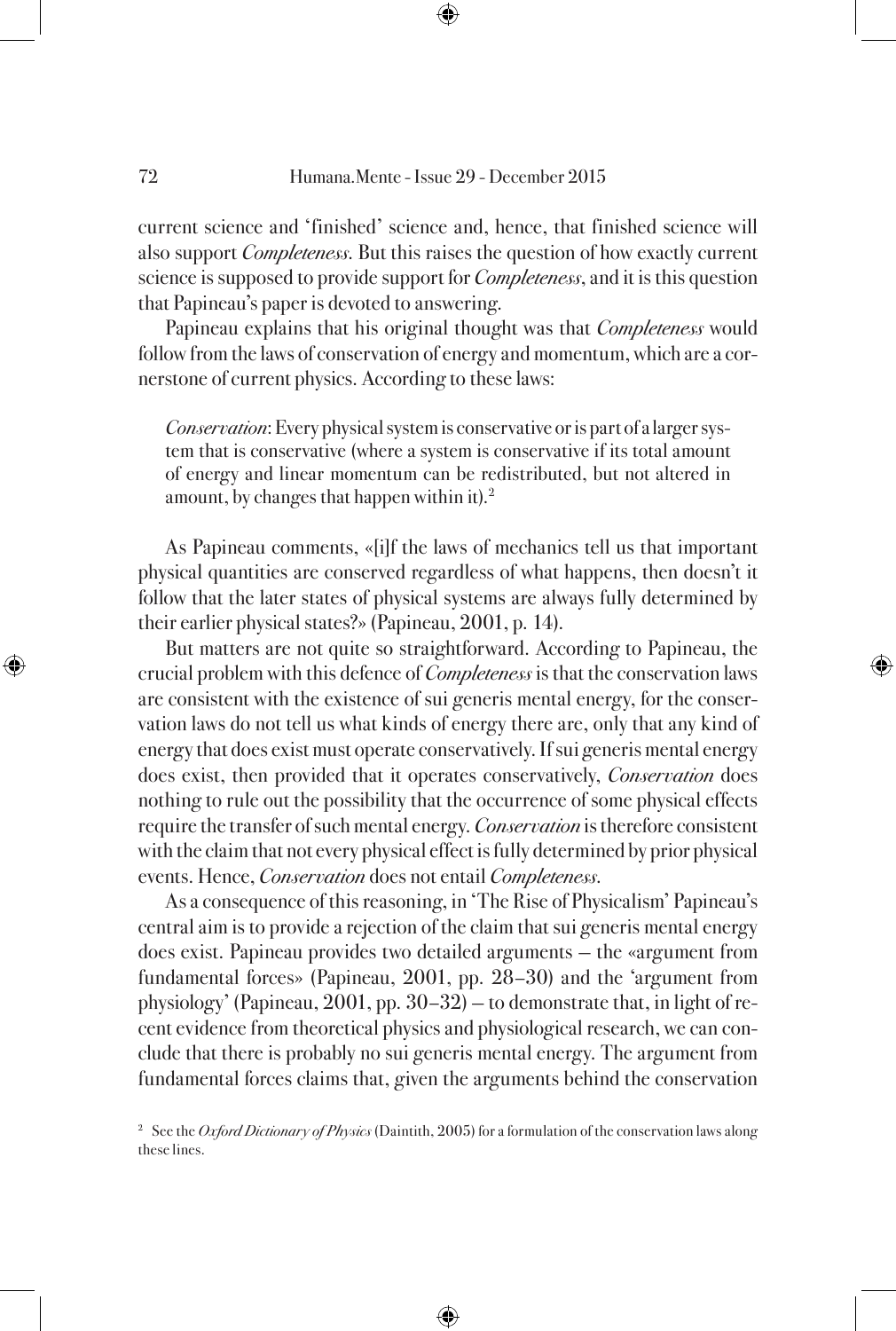current science and 'finished' science and, hence, that finished science will also support *Completeness*. But this raises the question of how exactly current science is supposed to provide support for *Completeness*, and it is this question that Papineau's paper is devoted to answering.

Papineau explains that his original thought was that *Completeness* would follow from the laws of conservation of energy and momentum, which are a cornerstone of current physics. According to these laws:

> *Conservation*: Every physical system is conservative or is part of a larger system that is conservative (where a system is conservative if its total amount of energy and linear momentum can be redistributed, but not altered in amount, by changes that happen within it).[2]

As Papineau comments, «[i]f the laws of mechanics tell us that important physical quantities are conserved regardless of what happens, then doesn't it follow that the later states of physical systems are always fully determined by their earlier physical states?» (Papineau, 2001, p. 14).

But matters are not quite so straightforward. According to Papineau, the crucial problem with this defence of *Completeness* is that the conservation laws are consistent with the existence of sui generis mental energy, for the conservation laws do not tell us what kinds of energy there are, only that any kind of energy that does exist must operate conservatively. If sui generis mental energy does exist, then provided that it operates conservatively, *Conservation* does nothing to rule out the possibility that the occurrence of some physical effects require the transfer of such mental energy. *Conservation* is therefore consistent with the claim that not every physical effect is fully determined by prior physical events. Hence, *Conservation* does not entail *Completeness*.

As a consequence of this reasoning, in 'The Rise of Physicalism' Papineau's central aim is to provide a rejection of the claim that sui generis mental energy does exist. Papineau provides two detailed arguments – the «argument from fundamental forces» (Papineau, 2001, pp. 28–30) and the 'argument from physiology' (Papineau, 2001, pp. 30–32) – to demonstrate that, in light of recent evidence from theoretical physics and physiological research, we can conclude that there is probably no sui generis mental energy. The argument from fundamental forces claims that, given the arguments behind the conservation

[2] See the *Oxford Dictionary of Physics* (Daintith, 2005) for a formulation of the conservation laws along these lines.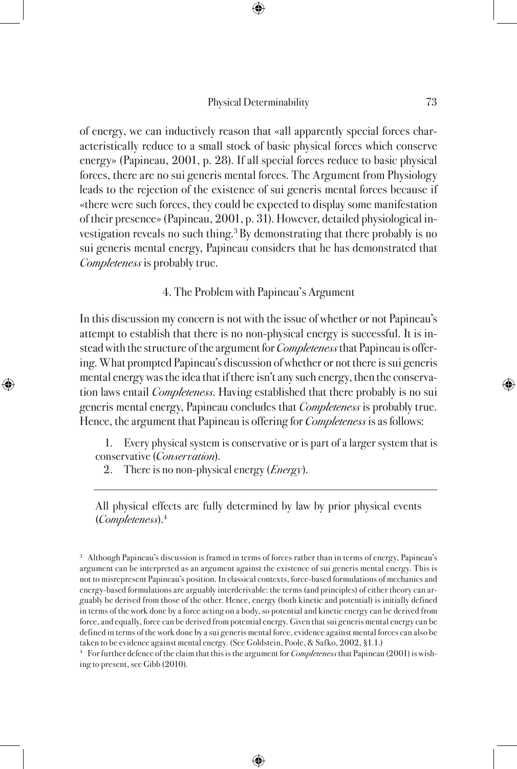of energy, we can inductively reason that «all apparently special forces characteristically reduce to a small stock of basic physical forces which conserve energy» (Papineau, 2001, p. 28). If all special forces reduce to basic physical forces, there are no sui generis mental forces. The Argument from Physiology leads to the rejection of the existence of sui generis mental forces because if «there were such forces, they could be expected to display some manifestation of their presence» (Papineau, 2001, p. 31). However, detailed physiological investigation reveals no such thing.[3] By demonstrating that there probably is no sui generis mental energy, Papineau considers that he has demonstrated that *Completeness* is probably true.

## 4. The Problem with Papineau's Argument

In this discussion my concern is not with the issue of whether or not Papineau's attempt to establish that there is no non-physical energy is successful. It is instead with the structure of the argument for *Completeness* that Papineau is offering. What prompted Papineau's discussion of whether or not there is sui generis mental energy was the idea that if there isn't any such energy, then the conservation laws entail *Completeness*. Having established that there probably is no sui generis mental energy, Papineau concludes that *Completeness* is probably true. Hence, the argument that Papineau is offering for *Completeness* is as follows:

1. Every physical system is conservative or is part of a larger system that is conservative (*Conservation*).
2. There is no non-physical energy (*Energy*).

---

All physical effects are fully determined by law by prior physical events (*Completeness*).[4]

[3] Although Papineau's discussion is framed in terms of forces rather than in terms of energy, Papineau's argument can be interpreted as an argument against the existence of sui generis mental energy. This is not to misrepresent Papineau's position. In classical contexts, force-based formulations of mechanics and energy-based formulations are arguably interderivable: the terms (and principles) of either theory can arguably be derived from those of the other. Hence, energy (both kinetic and potential) is initially defined in terms of the work done by a force acting on a body, so potential and kinetic energy can be derived from force, and equally, force can be derived from potential energy. Given that sui generis mental energy can be defined in terms of the work done by a sui generis mental force, evidence against mental forces can also be taken to be evidence against mental energy. (See Goldstein, Poole, & Safko, 2002, §1.1.)

[4] For further defence of the claim that this is the argument for *Completeness* that Papineau (2001) is wishing to present, see Gibb (2010).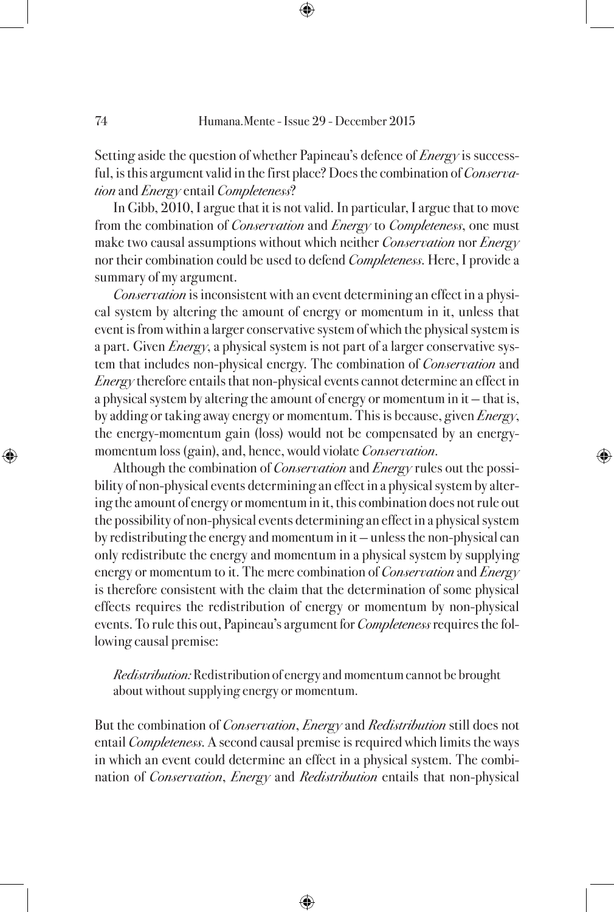Setting aside the question of whether Papineau's defence of *Energy* is successful, is this argument valid in the first place? Does the combination of *Conservation* and *Energy* entail *Completeness*?

In Gibb, 2010, I argue that it is not valid. In particular, I argue that to move from the combination of *Conservation* and *Energy* to *Completeness*, one must make two causal assumptions without which neither *Conservation* nor *Energy* nor their combination could be used to defend *Completeness*. Here, I provide a summary of my argument.

*Conservation* is inconsistent with an event determining an effect in a physical system by altering the amount of energy or momentum in it, unless that event is from within a larger conservative system of which the physical system is a part. Given *Energy*, a physical system is not part of a larger conservative system that includes non-physical energy. The combination of *Conservation* and *Energy* therefore entails that non-physical events cannot determine an effect in a physical system by altering the amount of energy or momentum in it – that is, by adding or taking away energy or momentum. This is because, given *Energy*, the energy-momentum gain (loss) would not be compensated by an energy-momentum loss (gain), and, hence, would violate *Conservation*.

Although the combination of *Conservation* and *Energy* rules out the possibility of non-physical events determining an effect in a physical system by altering the amount of energy or momentum in it, this combination does not rule out the possibility of non-physical events determining an effect in a physical system by redistributing the energy and momentum in it – unless the non-physical can only redistribute the energy and momentum in a physical system by supplying energy or momentum to it. The mere combination of *Conservation* and *Energy* is therefore consistent with the claim that the determination of some physical effects requires the redistribution of energy or momentum by non-physical events. To rule this out, Papineau's argument for *Completeness* requires the following causal premise:

> *Redistribution:* Redistribution of energy and momentum cannot be brought about without supplying energy or momentum.

But the combination of *Conservation*, *Energy* and *Redistribution* still does not entail *Completeness*. A second causal premise is required which limits the ways in which an event could determine an effect in a physical system. The combination of *Conservation*, *Energy* and *Redistribution* entails that non-physical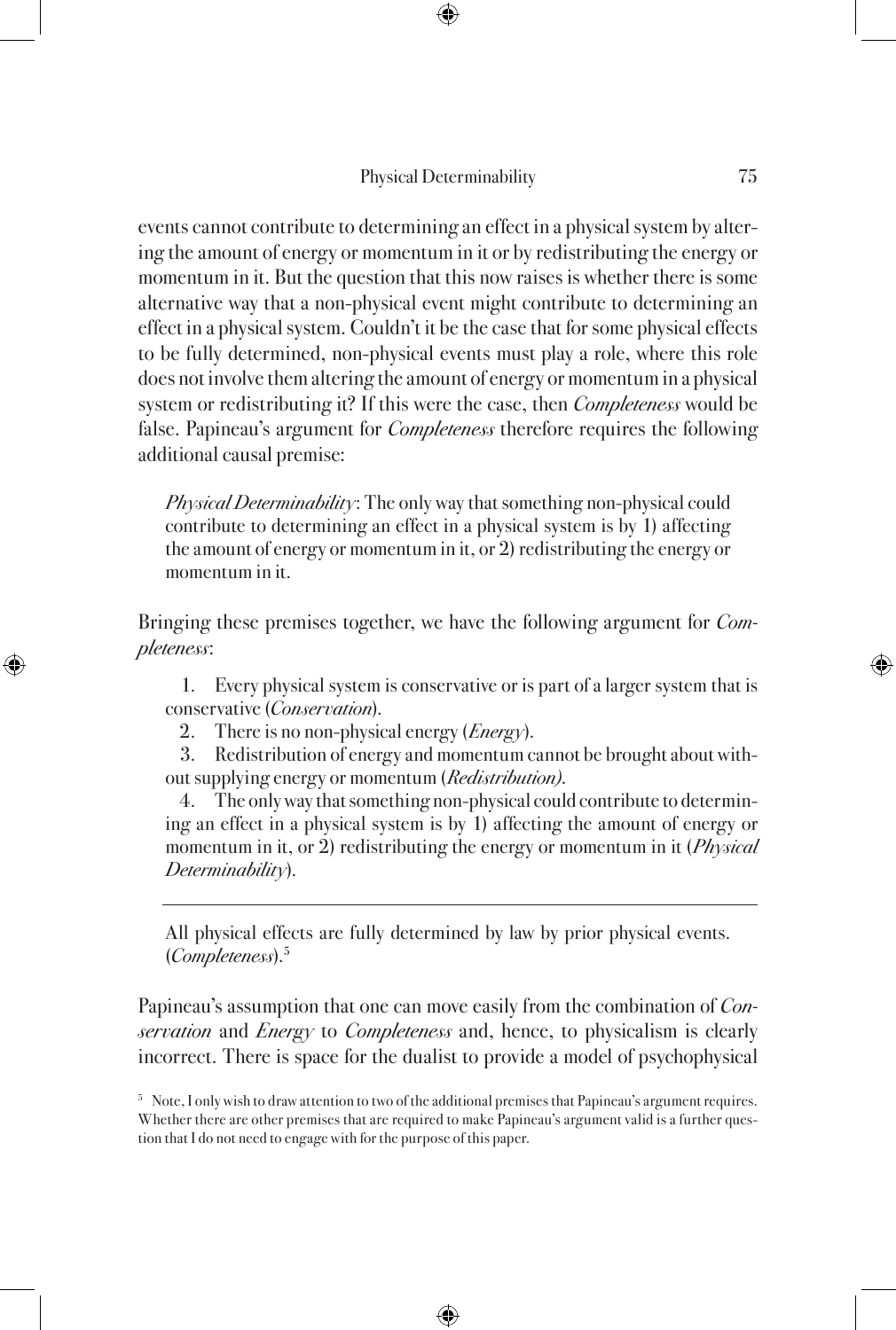events cannot contribute to determining an effect in a physical system by altering the amount of energy or momentum in it or by redistributing the energy or momentum in it. But the question that this now raises is whether there is some alternative way that a non-physical event might contribute to determining an effect in a physical system. Couldn't it be the case that for some physical effects to be fully determined, non-physical events must play a role, where this role does not involve them altering the amount of energy or momentum in a physical system or redistributing it? If this were the case, then *Completeness* would be false. Papineau's argument for *Completeness* therefore requires the following additional causal premise:

> *Physical Determinability*: The only way that something non-physical could contribute to determining an effect in a physical system is by 1) affecting the amount of energy or momentum in it, or 2) redistributing the energy or momentum in it.

Bringing these premises together, we have the following argument for *Completeness*:

> 1. Every physical system is conservative or is part of a larger system that is conservative (*Conservation*).
> 2. There is no non-physical energy (*Energy*).
> 3. Redistribution of energy and momentum cannot be brought about without supplying energy or momentum (*Redistribution).*
> 4. The only way that something non-physical could contribute to determining an effect in a physical system is by 1) affecting the amount of energy or momentum in it, or 2) redistributing the energy or momentum in it (*Physical Determinability*).
>
> ---
>
> All physical effects are fully determined by law by prior physical events. (*Completeness*).[5]

Papineau's assumption that one can move easily from the combination of *Conservation* and *Energy* to *Completeness* and, hence, to physicalism is clearly incorrect. There is space for the dualist to provide a model of psychophysical

[5] Note, I only wish to draw attention to two of the additional premises that Papineau's argument requires. Whether there are other premises that are required to make Papineau's argument valid is a further question that I do not need to engage with for the purpose of this paper.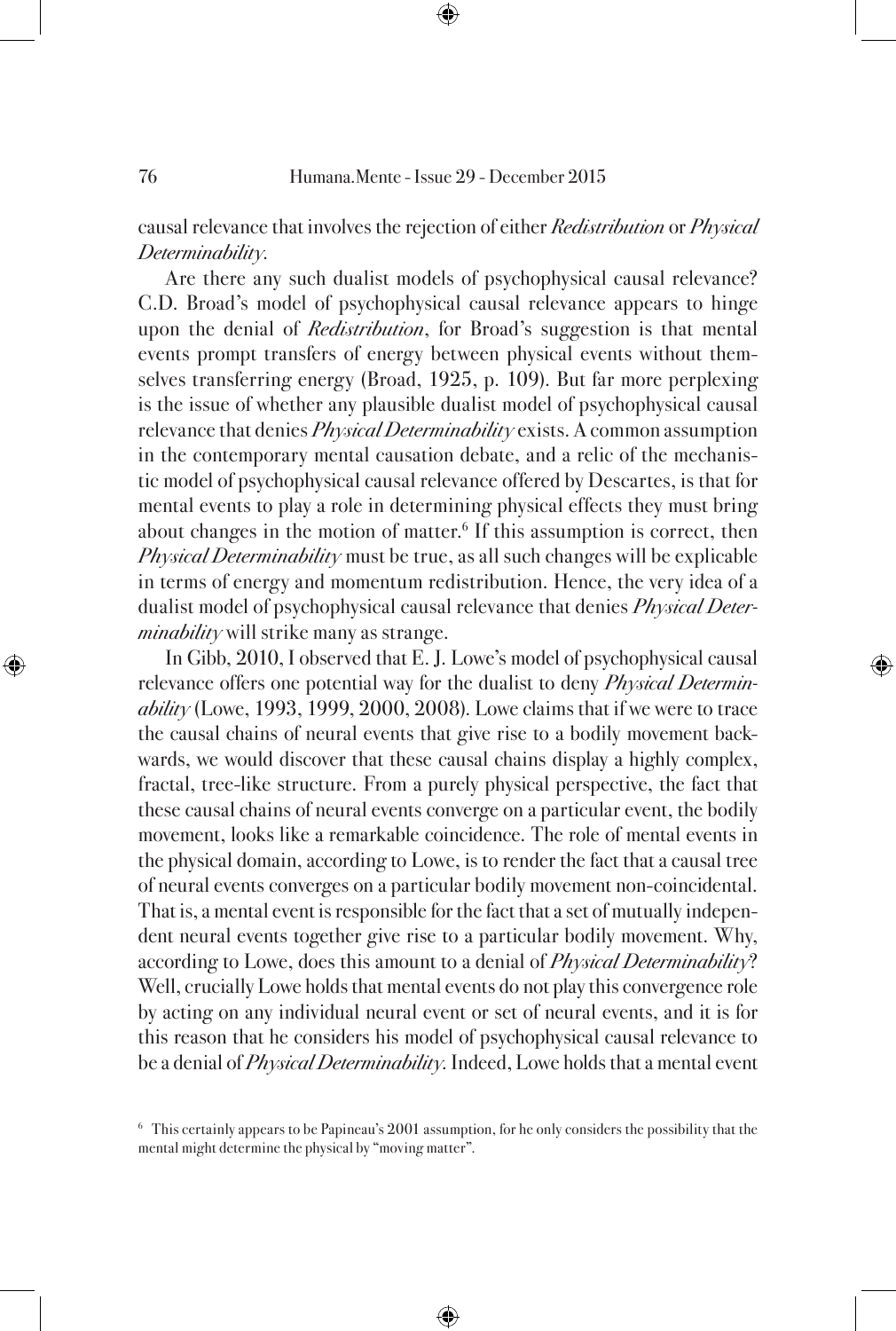causal relevance that involves the rejection of either *Redistribution* or *Physical Determinability*.

Are there any such dualist models of psychophysical causal relevance? C.D. Broad's model of psychophysical causal relevance appears to hinge upon the denial of *Redistribution*, for Broad's suggestion is that mental events prompt transfers of energy between physical events without themselves transferring energy (Broad, 1925, p. 109). But far more perplexing is the issue of whether any plausible dualist model of psychophysical causal relevance that denies *Physical Determinability* exists. A common assumption in the contemporary mental causation debate, and a relic of the mechanistic model of psychophysical causal relevance offered by Descartes, is that for mental events to play a role in determining physical effects they must bring about changes in the motion of matter.[6] If this assumption is correct, then *Physical Determinability* must be true, as all such changes will be explicable in terms of energy and momentum redistribution. Hence, the very idea of a dualist model of psychophysical causal relevance that denies *Physical Determinability* will strike many as strange.

In Gibb, 2010, I observed that E. J. Lowe's model of psychophysical causal relevance offers one potential way for the dualist to deny *Physical Determinability* (Lowe, 1993, 1999, 2000, 2008). Lowe claims that if we were to trace the causal chains of neural events that give rise to a bodily movement backwards, we would discover that these causal chains display a highly complex, fractal, tree-like structure. From a purely physical perspective, the fact that these causal chains of neural events converge on a particular event, the bodily movement, looks like a remarkable coincidence. The role of mental events in the physical domain, according to Lowe, is to render the fact that a causal tree of neural events converges on a particular bodily movement non-coincidental. That is, a mental event is responsible for the fact that a set of mutually independent neural events together give rise to a particular bodily movement. Why, according to Lowe, does this amount to a denial of *Physical Determinability*? Well, crucially Lowe holds that mental events do not play this convergence role by acting on any individual neural event or set of neural events, and it is for this reason that he considers his model of psychophysical causal relevance to be a denial of *Physical Determinability*. Indeed, Lowe holds that a mental event

[6] This certainly appears to be Papineau's 2001 assumption, for he only considers the possibility that the mental might determine the physical by "moving matter".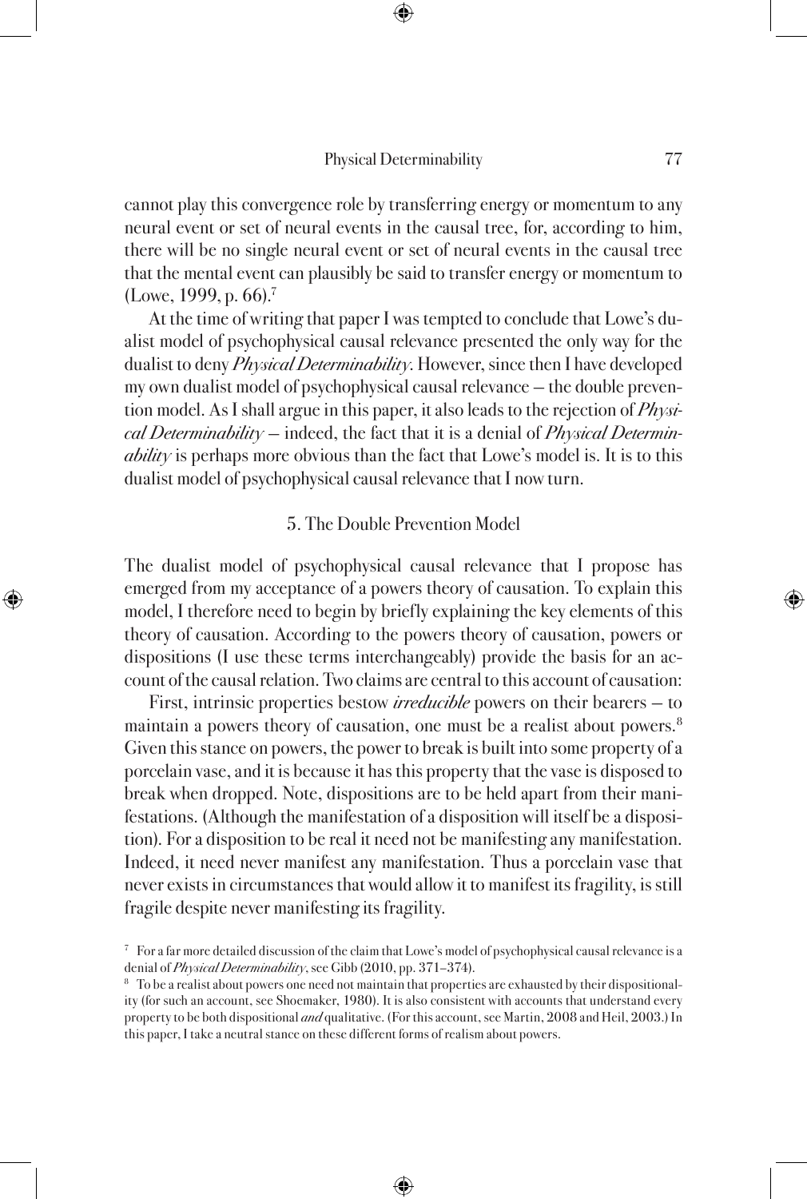cannot play this convergence role by transferring energy or momentum to any neural event or set of neural events in the causal tree, for, according to him, there will be no single neural event or set of neural events in the causal tree that the mental event can plausibly be said to transfer energy or momentum to (Lowe, 1999, p. 66).[7]

At the time of writing that paper I was tempted to conclude that Lowe's dualist model of psychophysical causal relevance presented the only way for the dualist to deny *Physical Determinability*. However, since then I have developed my own dualist model of psychophysical causal relevance – the double prevention model. As I shall argue in this paper, it also leads to the rejection of *Physical Determinability* – indeed, the fact that it is a denial of *Physical Determinability* is perhaps more obvious than the fact that Lowe's model is. It is to this dualist model of psychophysical causal relevance that I now turn.

## 5. The Double Prevention Model

The dualist model of psychophysical causal relevance that I propose has emerged from my acceptance of a powers theory of causation. To explain this model, I therefore need to begin by briefly explaining the key elements of this theory of causation. According to the powers theory of causation, powers or dispositions (I use these terms interchangeably) provide the basis for an account of the causal relation. Two claims are central to this account of causation:

First, intrinsic properties bestow *irreducible* powers on their bearers – to maintain a powers theory of causation, one must be a realist about powers.[8] Given this stance on powers, the power to break is built into some property of a porcelain vase, and it is because it has this property that the vase is disposed to break when dropped. Note, dispositions are to be held apart from their manifestations. (Although the manifestation of a disposition will itself be a disposition). For a disposition to be real it need not be manifesting any manifestation. Indeed, it need never manifest any manifestation. Thus a porcelain vase that never exists in circumstances that would allow it to manifest its fragility, is still fragile despite never manifesting its fragility.

[7] For a far more detailed discussion of the claim that Lowe's model of psychophysical causal relevance is a denial of *Physical Determinability*, see Gibb (2010, pp. 371–374).

[8] To be a realist about powers one need not maintain that properties are exhausted by their dispositionality (for such an account, see Shoemaker, 1980). It is also consistent with accounts that understand every property to be both dispositional *and* qualitative. (For this account, see Martin, 2008 and Heil, 2003.) In this paper, I take a neutral stance on these different forms of realism about powers.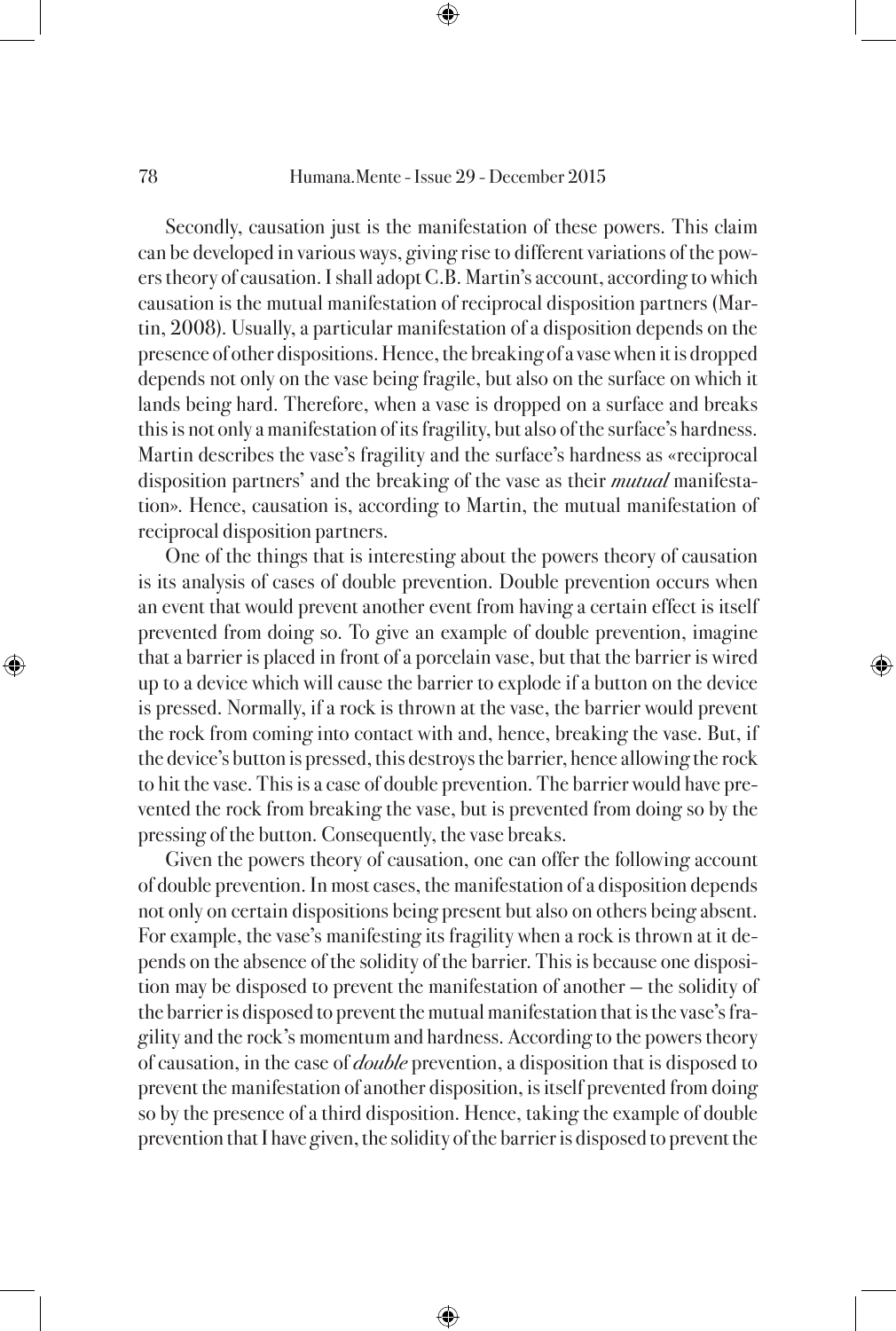Secondly, causation just is the manifestation of these powers. This claim can be developed in various ways, giving rise to different variations of the powers theory of causation. I shall adopt C.B. Martin's account, according to which causation is the mutual manifestation of reciprocal disposition partners (Martin, 2008). Usually, a particular manifestation of a disposition depends on the presence of other dispositions. Hence, the breaking of a vase when it is dropped depends not only on the vase being fragile, but also on the surface on which it lands being hard. Therefore, when a vase is dropped on a surface and breaks this is not only a manifestation of its fragility, but also of the surface's hardness. Martin describes the vase's fragility and the surface's hardness as «reciprocal disposition partners' and the breaking of the vase as their *mutual* manifestation». Hence, causation is, according to Martin, the mutual manifestation of reciprocal disposition partners.

One of the things that is interesting about the powers theory of causation is its analysis of cases of double prevention. Double prevention occurs when an event that would prevent another event from having a certain effect is itself prevented from doing so. To give an example of double prevention, imagine that a barrier is placed in front of a porcelain vase, but that the barrier is wired up to a device which will cause the barrier to explode if a button on the device is pressed. Normally, if a rock is thrown at the vase, the barrier would prevent the rock from coming into contact with and, hence, breaking the vase. But, if the device's button is pressed, this destroys the barrier, hence allowing the rock to hit the vase. This is a case of double prevention. The barrier would have prevented the rock from breaking the vase, but is prevented from doing so by the pressing of the button. Consequently, the vase breaks.

Given the powers theory of causation, one can offer the following account of double prevention. In most cases, the manifestation of a disposition depends not only on certain dispositions being present but also on others being absent. For example, the vase's manifesting its fragility when a rock is thrown at it depends on the absence of the solidity of the barrier. This is because one disposition may be disposed to prevent the manifestation of another – the solidity of the barrier is disposed to prevent the mutual manifestation that is the vase's fragility and the rock's momentum and hardness. According to the powers theory of causation, in the case of *double* prevention, a disposition that is disposed to prevent the manifestation of another disposition, is itself prevented from doing so by the presence of a third disposition. Hence, taking the example of double prevention that I have given, the solidity of the barrier is disposed to prevent the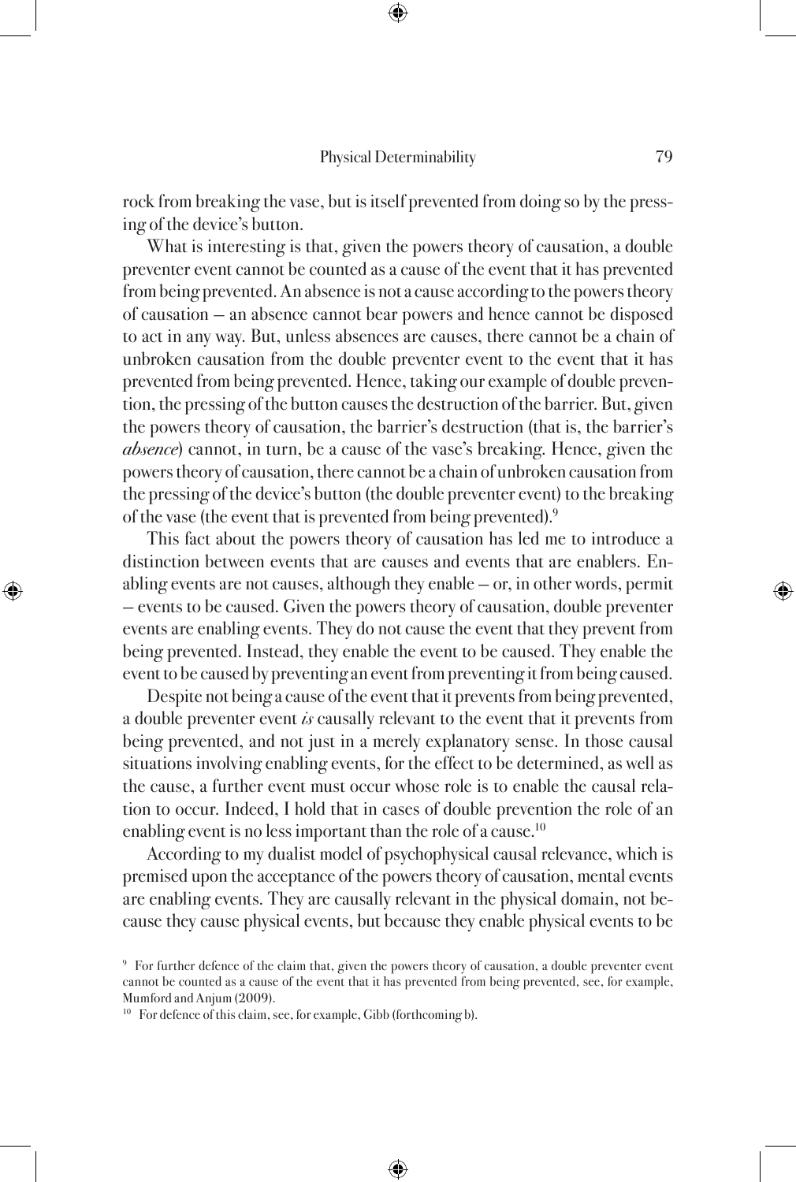rock from breaking the vase, but is itself prevented from doing so by the pressing of the device's button.

What is interesting is that, given the powers theory of causation, a double preventer event cannot be counted as a cause of the event that it has prevented from being prevented. An absence is not a cause according to the powers theory of causation – an absence cannot bear powers and hence cannot be disposed to act in any way. But, unless absences are causes, there cannot be a chain of unbroken causation from the double preventer event to the event that it has prevented from being prevented. Hence, taking our example of double prevention, the pressing of the button causes the destruction of the barrier. But, given the powers theory of causation, the barrier's destruction (that is, the barrier's *absence*) cannot, in turn, be a cause of the vase's breaking. Hence, given the powers theory of causation, there cannot be a chain of unbroken causation from the pressing of the device's button (the double preventer event) to the breaking of the vase (the event that is prevented from being prevented).[9]

This fact about the powers theory of causation has led me to introduce a distinction between events that are causes and events that are enablers. Enabling events are not causes, although they enable – or, in other words, permit – events to be caused. Given the powers theory of causation, double preventer events are enabling events. They do not cause the event that they prevent from being prevented. Instead, they enable the event to be caused. They enable the event to be caused by preventing an event from preventing it from being caused.

Despite not being a cause of the event that it prevents from being prevented, a double preventer event *is* causally relevant to the event that it prevents from being prevented, and not just in a merely explanatory sense. In those causal situations involving enabling events, for the effect to be determined, as well as the cause, a further event must occur whose role is to enable the causal relation to occur. Indeed, I hold that in cases of double prevention the role of an enabling event is no less important than the role of a cause.[10]

According to my dualist model of psychophysical causal relevance, which is premised upon the acceptance of the powers theory of causation, mental events are enabling events. They are causally relevant in the physical domain, not because they cause physical events, but because they enable physical events to be

[9] For further defence of the claim that, given the powers theory of causation, a double preventer event cannot be counted as a cause of the event that it has prevented from being prevented, see, for example, Mumford and Anjum (2009).

[10] For defence of this claim, see, for example, Gibb (forthcoming b).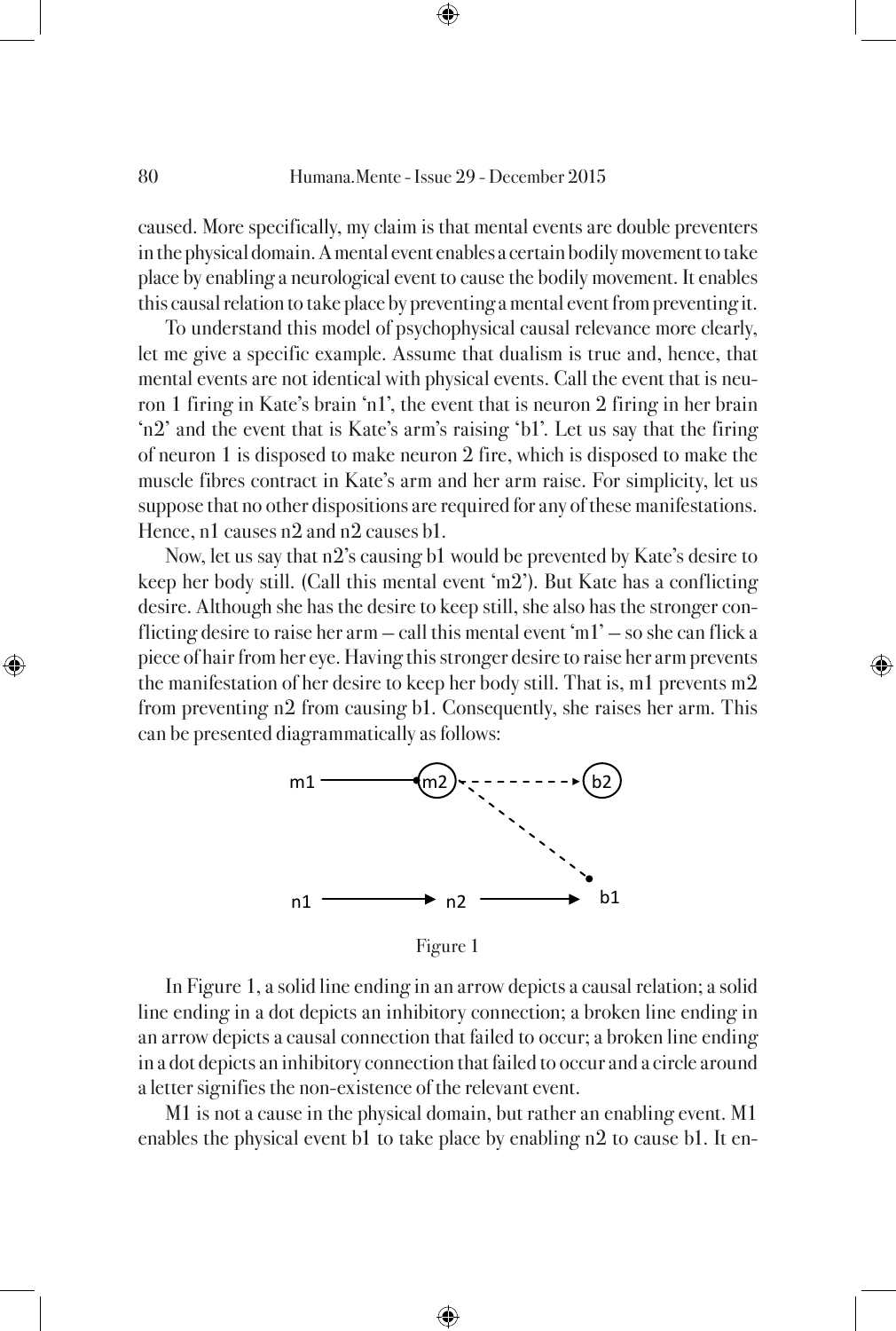caused. More specifically, my claim is that mental events are double preventers in the physical domain. A mental event enables a certain bodily movement to take place by enabling a neurological event to cause the bodily movement. It enables this causal relation to take place by preventing a mental event from preventing it.

To understand this model of psychophysical causal relevance more clearly, let me give a specific example. Assume that dualism is true and, hence, that mental events are not identical with physical events. Call the event that is neuron 1 firing in Kate's brain 'n1', the event that is neuron 2 firing in her brain 'n2' and the event that is Kate's arm's raising 'b1'. Let us say that the firing of neuron 1 is disposed to make neuron 2 fire, which is disposed to make the muscle fibres contract in Kate's arm and her arm raise. For simplicity, let us suppose that no other dispositions are required for any of these manifestations. Hence, n1 causes n2 and n2 causes b1.

Now, let us say that n2's causing b1 would be prevented by Kate's desire to keep her body still. (Call this mental event 'm2'). But Kate has a conflicting desire. Although she has the desire to keep still, she also has the stronger conflicting desire to raise her arm – call this mental event 'm1' – so she can flick a piece of hair from her eye. Having this stronger desire to raise her arm prevents the manifestation of her desire to keep her body still. That is, m1 prevents m2 from preventing n2 from causing b1. Consequently, she raises her arm. This can be presented diagrammatically as follows:

Figure 1

In Figure 1, a solid line ending in an arrow depicts a causal relation; a solid line ending in a dot depicts an inhibitory connection; a broken line ending in an arrow depicts a causal connection that failed to occur; a broken line ending in a dot depicts an inhibitory connection that failed to occur and a circle around a letter signifies the non-existence of the relevant event.

M1 is not a cause in the physical domain, but rather an enabling event. M1 enables the physical event b1 to take place by enabling n2 to cause b1. It en-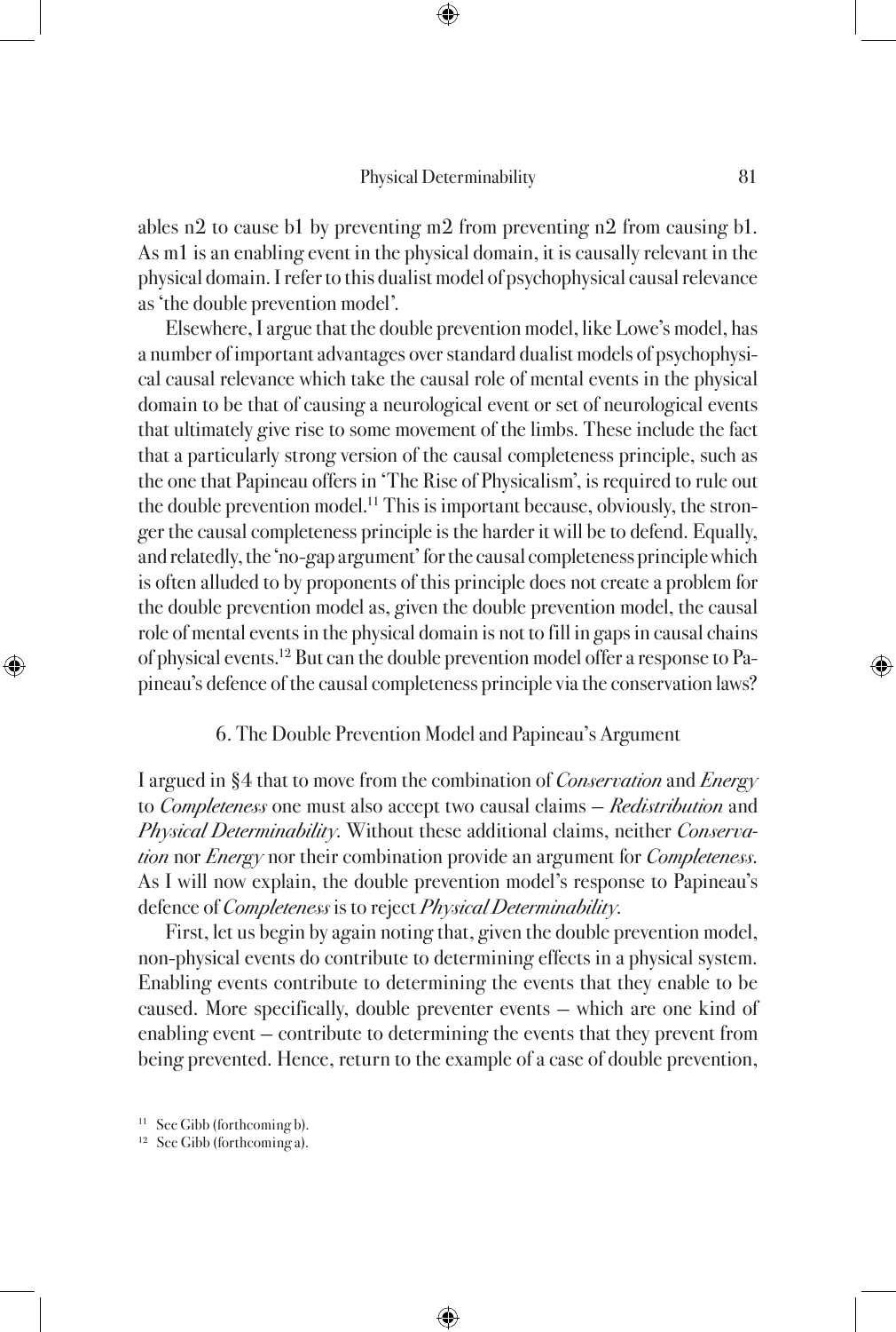ables n2 to cause b1 by preventing m2 from preventing n2 from causing b1. As m1 is an enabling event in the physical domain, it is causally relevant in the physical domain. I refer to this dualist model of psychophysical causal relevance as 'the double prevention model'.

Elsewhere, I argue that the double prevention model, like Lowe's model, has a number of important advantages over standard dualist models of psychophysical causal relevance which take the causal role of mental events in the physical domain to be that of causing a neurological event or set of neurological events that ultimately give rise to some movement of the limbs. These include the fact that a particularly strong version of the causal completeness principle, such as the one that Papineau offers in 'The Rise of Physicalism', is required to rule out the double prevention model.[11] This is important because, obviously, the stronger the causal completeness principle is the harder it will be to defend. Equally, and relatedly, the 'no-gap argument' for the causal completeness principle which is often alluded to by proponents of this principle does not create a problem for the double prevention model as, given the double prevention model, the causal role of mental events in the physical domain is not to fill in gaps in causal chains of physical events.[12] But can the double prevention model offer a response to Papineau's defence of the causal completeness principle via the conservation laws?

## 6. The Double Prevention Model and Papineau's Argument

I argued in §4 that to move from the combination of *Conservation* and *Energy* to *Completeness* one must also accept two causal claims – *Redistribution* and *Physical Determinability*. Without these additional claims, neither *Conservation* nor *Energy* nor their combination provide an argument for *Completeness*. As I will now explain, the double prevention model's response to Papineau's defence of *Completeness* is to reject *Physical Determinability*.

First, let us begin by again noting that, given the double prevention model, non-physical events do contribute to determining effects in a physical system. Enabling events contribute to determining the events that they enable to be caused. More specifically, double preventer events – which are one kind of enabling event – contribute to determining the events that they prevent from being prevented. Hence, return to the example of a case of double prevention,

[11] See Gibb (forthcoming b).

[12] See Gibb (forthcoming a).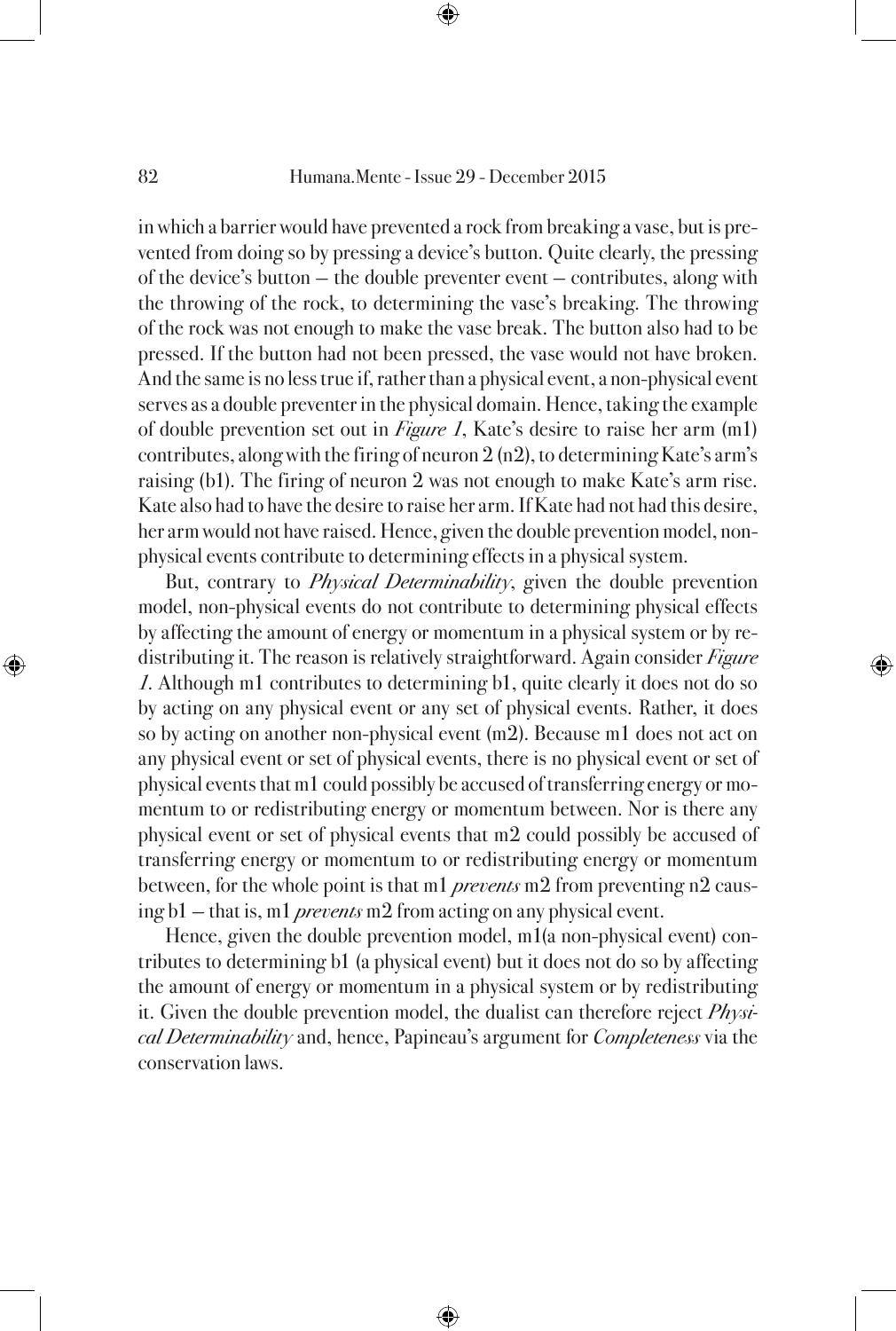in which a barrier would have prevented a rock from breaking a vase, but is prevented from doing so by pressing a device's button. Quite clearly, the pressing of the device's button – the double preventer event – contributes, along with the throwing of the rock, to determining the vase's breaking. The throwing of the rock was not enough to make the vase break. The button also had to be pressed. If the button had not been pressed, the vase would not have broken. And the same is no less true if, rather than a physical event, a non-physical event serves as a double preventer in the physical domain. Hence, taking the example of double prevention set out in *Figure 1*, Kate's desire to raise her arm (m1) contributes, along with the firing of neuron 2 (n2), to determining Kate's arm's raising (b1). The firing of neuron 2 was not enough to make Kate's arm rise. Kate also had to have the desire to raise her arm. If Kate had not had this desire, her arm would not have raised. Hence, given the double prevention model, non-physical events contribute to determining effects in a physical system.

But, contrary to *Physical Determinability*, given the double prevention model, non-physical events do not contribute to determining physical effects by affecting the amount of energy or momentum in a physical system or by redistributing it. The reason is relatively straightforward. Again consider *Figure 1*. Although m1 contributes to determining b1, quite clearly it does not do so by acting on any physical event or any set of physical events. Rather, it does so by acting on another non-physical event (m2). Because m1 does not act on any physical event or set of physical events, there is no physical event or set of physical events that m1 could possibly be accused of transferring energy or momentum to or redistributing energy or momentum between. Nor is there any physical event or set of physical events that m2 could possibly be accused of transferring energy or momentum to or redistributing energy or momentum between, for the whole point is that m1 *prevents* m2 from preventing n2 causing b1 – that is, m1 *prevents* m2 from acting on any physical event.

Hence, given the double prevention model, m1(a non-physical event) contributes to determining b1 (a physical event) but it does not do so by affecting the amount of energy or momentum in a physical system or by redistributing it. Given the double prevention model, the dualist can therefore reject *Physical Determinability* and, hence, Papineau's argument for *Completeness* via the conservation laws.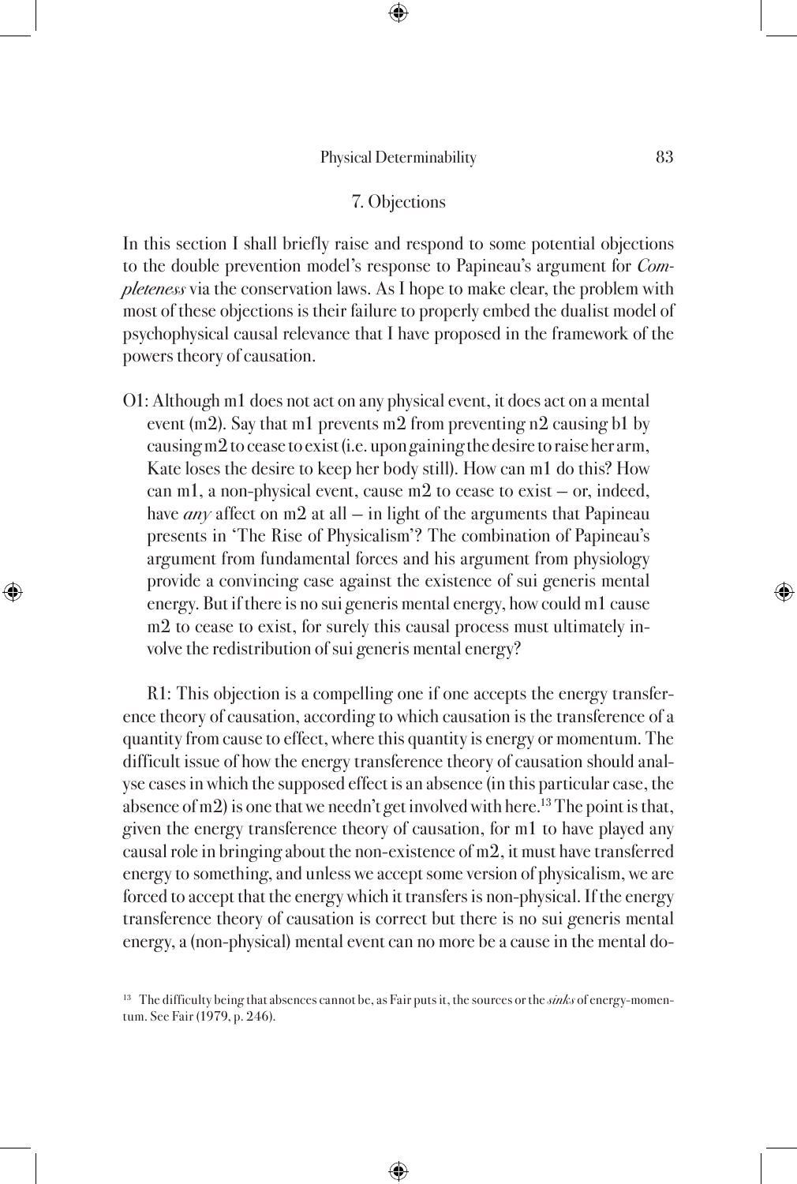## 7. Objections

In this section I shall briefly raise and respond to some potential objections to the double prevention model's response to Papineau's argument for *Completeness* via the conservation laws. As I hope to make clear, the problem with most of these objections is their failure to properly embed the dualist model of psychophysical causal relevance that I have proposed in the framework of the powers theory of causation.

O1: Although m1 does not act on any physical event, it does act on a mental event (m2). Say that m1 prevents m2 from preventing n2 causing b1 by causing m2 to cease to exist (i.e. upon gaining the desire to raise her arm, Kate loses the desire to keep her body still). How can m1 do this? How can m1, a non-physical event, cause m2 to cease to exist – or, indeed, have *any* affect on m2 at all – in light of the arguments that Papineau presents in 'The Rise of Physicalism'? The combination of Papineau's argument from fundamental forces and his argument from physiology provide a convincing case against the existence of sui generis mental energy. But if there is no sui generis mental energy, how could m1 cause m2 to cease to exist, for surely this causal process must ultimately involve the redistribution of sui generis mental energy?

R1: This objection is a compelling one if one accepts the energy transference theory of causation, according to which causation is the transference of a quantity from cause to effect, where this quantity is energy or momentum. The difficult issue of how the energy transference theory of causation should analyse cases in which the supposed effect is an absence (in this particular case, the absence of m2) is one that we needn't get involved with here.[13] The point is that, given the energy transference theory of causation, for m1 to have played any causal role in bringing about the non-existence of m2, it must have transferred energy to something, and unless we accept some version of physicalism, we are forced to accept that the energy which it transfers is non-physical. If the energy transference theory of causation is correct but there is no sui generis mental energy, a (non-physical) mental event can no more be a cause in the mental do-

[13] The difficulty being that absences cannot be, as Fair puts it, the sources or the *sinks* of energy-momentum. See Fair (1979, p. 246).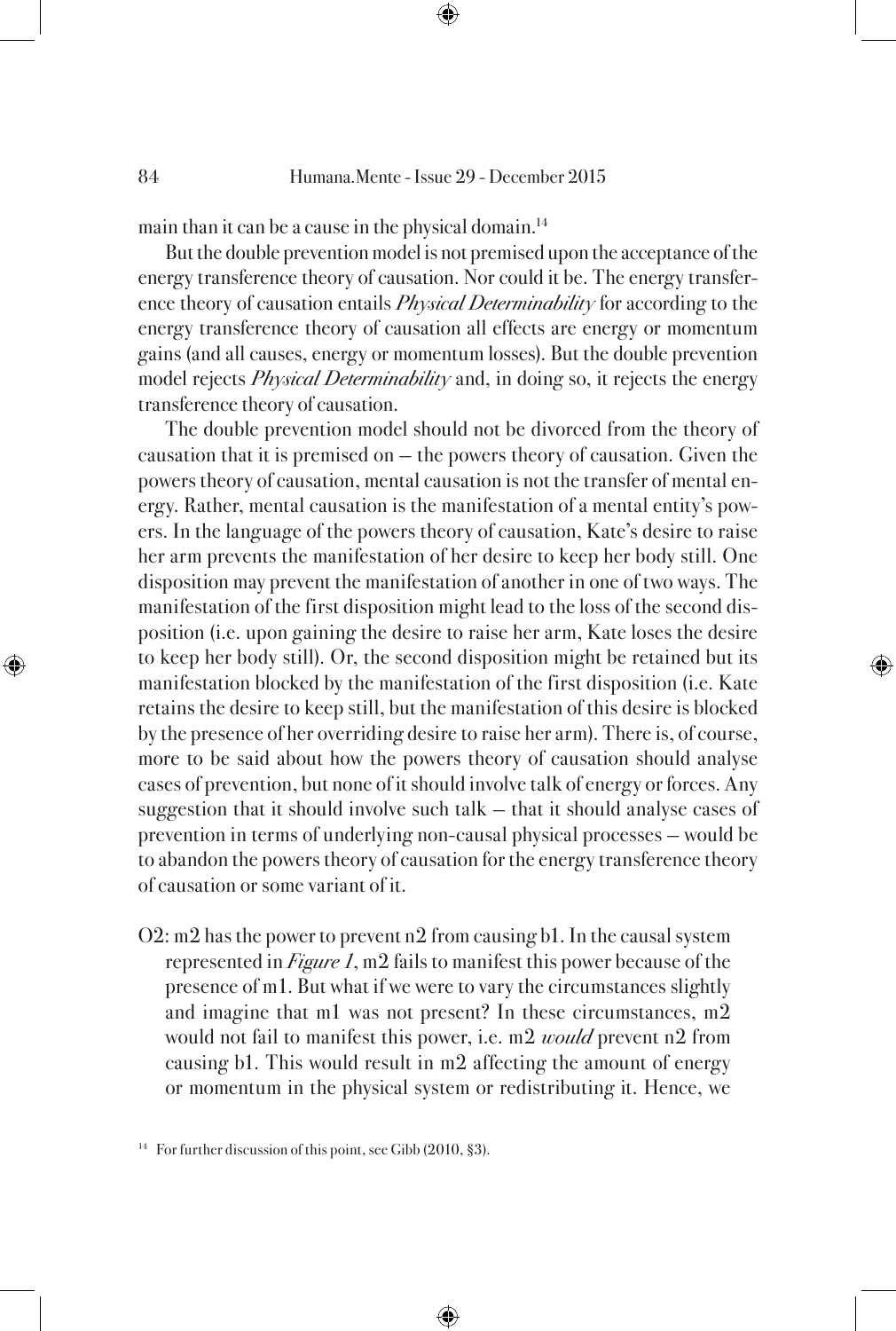main than it can be a cause in the physical domain.[14]

But the double prevention model is not premised upon the acceptance of the energy transference theory of causation. Nor could it be. The energy transference theory of causation entails *Physical Determinability* for according to the energy transference theory of causation all effects are energy or momentum gains (and all causes, energy or momentum losses). But the double prevention model rejects *Physical Determinability* and, in doing so, it rejects the energy transference theory of causation.

The double prevention model should not be divorced from the theory of causation that it is premised on – the powers theory of causation. Given the powers theory of causation, mental causation is not the transfer of mental energy. Rather, mental causation is the manifestation of a mental entity's powers. In the language of the powers theory of causation, Kate's desire to raise her arm prevents the manifestation of her desire to keep her body still. One disposition may prevent the manifestation of another in one of two ways. The manifestation of the first disposition might lead to the loss of the second disposition (i.e. upon gaining the desire to raise her arm, Kate loses the desire to keep her body still). Or, the second disposition might be retained but its manifestation blocked by the manifestation of the first disposition (i.e. Kate retains the desire to keep still, but the manifestation of this desire is blocked by the presence of her overriding desire to raise her arm). There is, of course, more to be said about how the powers theory of causation should analyse cases of prevention, but none of it should involve talk of energy or forces. Any suggestion that it should involve such talk – that it should analyse cases of prevention in terms of underlying non-causal physical processes – would be to abandon the powers theory of causation for the energy transference theory of causation or some variant of it.

O2: m2 has the power to prevent n2 from causing b1. In the causal system represented in *Figure 1*, m2 fails to manifest this power because of the presence of m1. But what if we were to vary the circumstances slightly and imagine that m1 was not present? In these circumstances, m2 would not fail to manifest this power, i.e. m2 *would* prevent n2 from causing b1. This would result in m2 affecting the amount of energy or momentum in the physical system or redistributing it. Hence, we

[14] For further discussion of this point, see Gibb (2010, §3).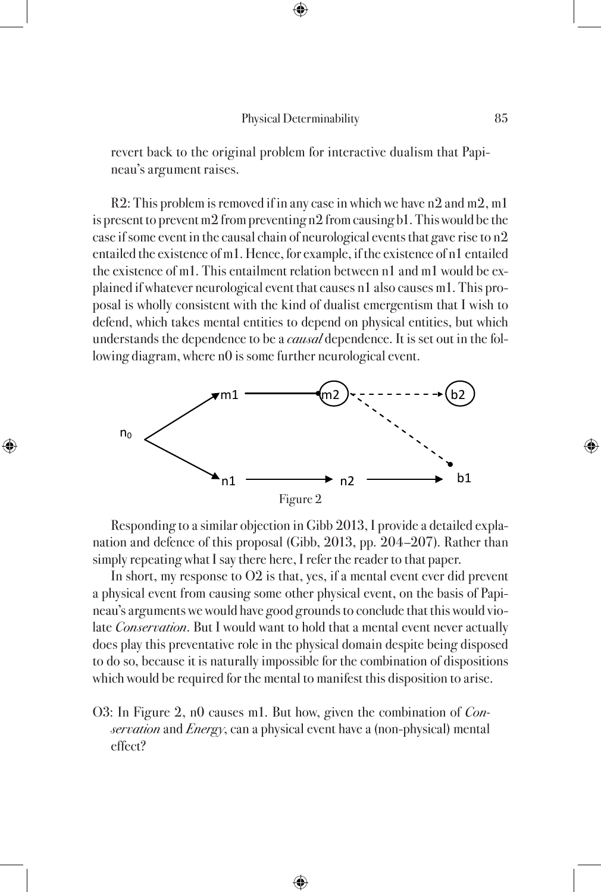revert back to the original problem for interactive dualism that Papineau's argument raises.

R2: This problem is removed if in any case in which we have n2 and m2, m1 is present to prevent m2 from preventing n2 from causing b1. This would be the case if some event in the causal chain of neurological events that gave rise to n2 entailed the existence of m1. Hence, for example, if the existence of n1 entailed the existence of m1. This entailment relation between n1 and m1 would be explained if whatever neurological event that causes n1 also causes m1. This proposal is wholly consistent with the kind of dualist emergentism that I wish to defend, which takes mental entities to depend on physical entities, but which understands the dependence to be a *causal* dependence. It is set out in the following diagram, where n0 is some further neurological event.

Figure 2

Responding to a similar objection in Gibb 2013, I provide a detailed explanation and defence of this proposal (Gibb, 2013, pp. 204–207). Rather than simply repeating what I say there here, I refer the reader to that paper.

In short, my response to O2 is that, yes, if a mental event ever did prevent a physical event from causing some other physical event, on the basis of Papineau's arguments we would have good grounds to conclude that this would violate *Conservation*. But I would want to hold that a mental event never actually does play this preventative role in the physical domain despite being disposed to do so, because it is naturally impossible for the combination of dispositions which would be required for the mental to manifest this disposition to arise.

O3: In Figure 2, n0 causes m1. But how, given the combination of *Conservation* and *Energy*, can a physical event have a (non-physical) mental effect?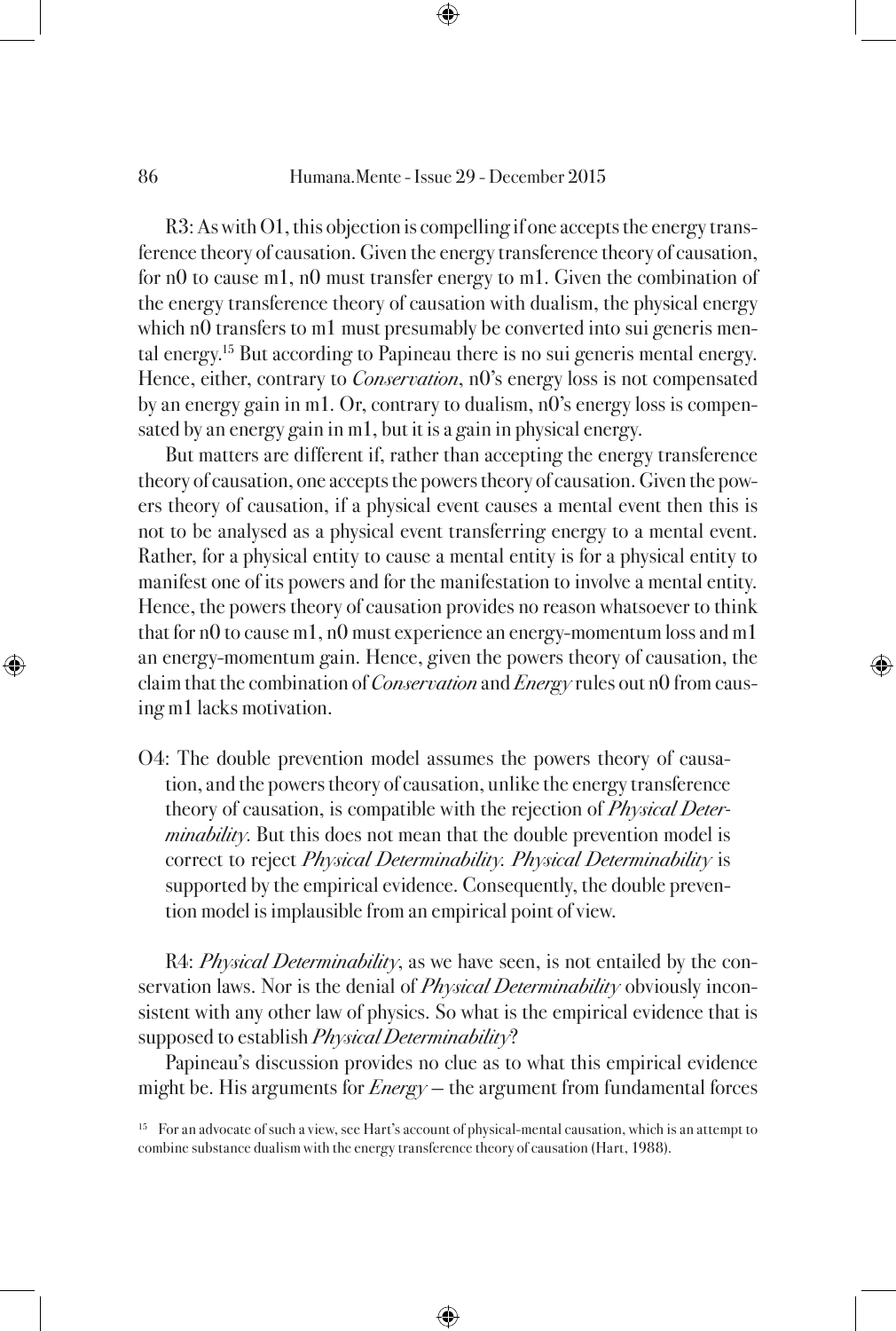R3: As with O1, this objection is compelling if one accepts the energy transference theory of causation. Given the energy transference theory of causation, for n0 to cause m1, n0 must transfer energy to m1. Given the combination of the energy transference theory of causation with dualism, the physical energy which n0 transfers to m1 must presumably be converted into sui generis mental energy.[15] But according to Papineau there is no sui generis mental energy. Hence, either, contrary to *Conservation*, n0's energy loss is not compensated by an energy gain in m1. Or, contrary to dualism, n0's energy loss is compensated by an energy gain in m1, but it is a gain in physical energy.

But matters are different if, rather than accepting the energy transference theory of causation, one accepts the powers theory of causation. Given the powers theory of causation, if a physical event causes a mental event then this is not to be analysed as a physical event transferring energy to a mental event. Rather, for a physical entity to cause a mental entity is for a physical entity to manifest one of its powers and for the manifestation to involve a mental entity. Hence, the powers theory of causation provides no reason whatsoever to think that for n0 to cause m1, n0 must experience an energy-momentum loss and m1 an energy-momentum gain. Hence, given the powers theory of causation, the claim that the combination of *Conservation* and *Energy* rules out n0 from causing m1 lacks motivation.

O4: The double prevention model assumes the powers theory of causation, and the powers theory of causation, unlike the energy transference theory of causation, is compatible with the rejection of *Physical Determinability*. But this does not mean that the double prevention model is correct to reject *Physical Determinability. Physical Determinability* is supported by the empirical evidence. Consequently, the double prevention model is implausible from an empirical point of view.

R4: *Physical Determinability*, as we have seen, is not entailed by the conservation laws. Nor is the denial of *Physical Determinability* obviously inconsistent with any other law of physics. So what is the empirical evidence that is supposed to establish *Physical Determinability*?

Papineau's discussion provides no clue as to what this empirical evidence might be. His arguments for *Energy* – the argument from fundamental forces

[15] For an advocate of such a view, see Hart's account of physical-mental causation, which is an attempt to combine substance dualism with the energy transference theory of causation (Hart, 1988).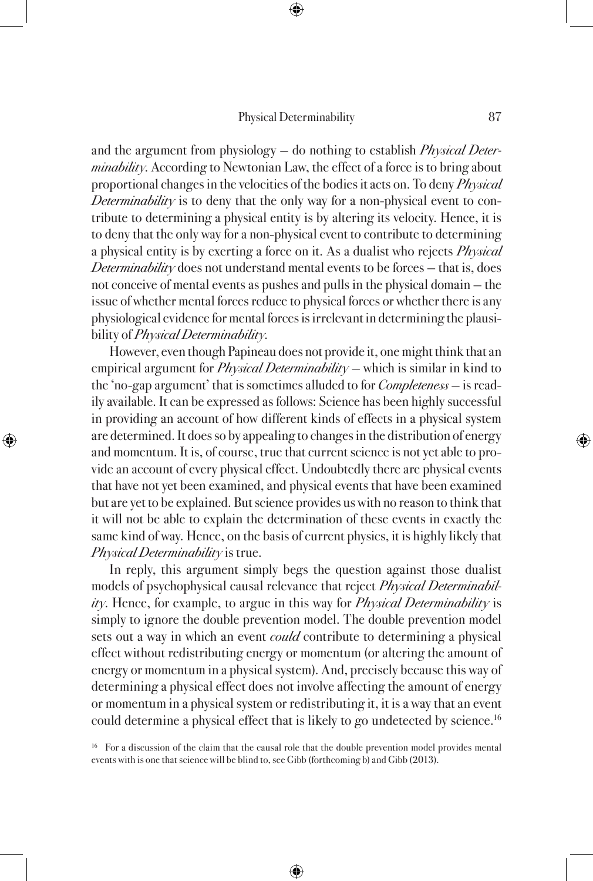and the argument from physiology – do nothing to establish *Physical Determinability*. According to Newtonian Law, the effect of a force is to bring about proportional changes in the velocities of the bodies it acts on. To deny *Physical Determinability* is to deny that the only way for a non-physical event to contribute to determining a physical entity is by altering its velocity. Hence, it is to deny that the only way for a non-physical event to contribute to determining a physical entity is by exerting a force on it. As a dualist who rejects *Physical Determinability* does not understand mental events to be forces – that is, does not conceive of mental events as pushes and pulls in the physical domain – the issue of whether mental forces reduce to physical forces or whether there is any physiological evidence for mental forces is irrelevant in determining the plausibility of *Physical Determinability*.

However, even though Papineau does not provide it, one might think that an empirical argument for *Physical Determinability* – which is similar in kind to the 'no-gap argument' that is sometimes alluded to for *Completeness* – is readily available. It can be expressed as follows: Science has been highly successful in providing an account of how different kinds of effects in a physical system are determined. It does so by appealing to changes in the distribution of energy and momentum. It is, of course, true that current science is not yet able to provide an account of every physical effect. Undoubtedly there are physical events that have not yet been examined, and physical events that have been examined but are yet to be explained. But science provides us with no reason to think that it will not be able to explain the determination of these events in exactly the same kind of way. Hence, on the basis of current physics, it is highly likely that *Physical Determinability* is true.

In reply, this argument simply begs the question against those dualist models of psychophysical causal relevance that reject *Physical Determinability*. Hence, for example, to argue in this way for *Physical Determinability* is simply to ignore the double prevention model. The double prevention model sets out a way in which an event *could* contribute to determining a physical effect without redistributing energy or momentum (or altering the amount of energy or momentum in a physical system). And, precisely because this way of determining a physical effect does not involve affecting the amount of energy or momentum in a physical system or redistributing it, it is a way that an event could determine a physical effect that is likely to go undetected by science.[16]

[16] For a discussion of the claim that the causal role that the double prevention model provides mental events with is one that science will be blind to, see Gibb (forthcoming b) and Gibb (2013).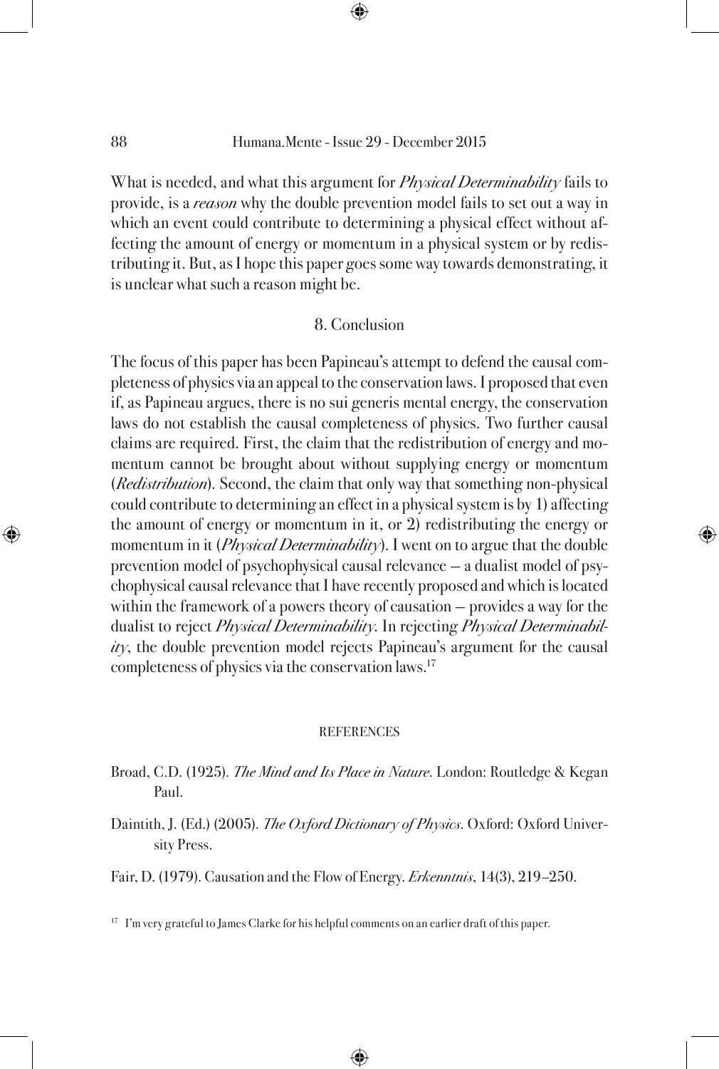What is needed, and what this argument for *Physical Determinability* fails to provide, is a *reason* why the double prevention model fails to set out a way in which an event could contribute to determining a physical effect without affecting the amount of energy or momentum in a physical system or by redistributing it. But, as I hope this paper goes some way towards demonstrating, it is unclear what such a reason might be.

## 8. Conclusion

The focus of this paper has been Papineau's attempt to defend the causal completeness of physics via an appeal to the conservation laws. I proposed that even if, as Papineau argues, there is no sui generis mental energy, the conservation laws do not establish the causal completeness of physics. Two further causal claims are required. First, the claim that the redistribution of energy and momentum cannot be brought about without supplying energy or momentum (*Redistribution*). Second, the claim that only way that something non-physical could contribute to determining an effect in a physical system is by 1) affecting the amount of energy or momentum in it, or 2) redistributing the energy or momentum in it (*Physical Determinability*). I went on to argue that the double prevention model of psychophysical causal relevance – a dualist model of psychophysical causal relevance that I have recently proposed and which is located within the framework of a powers theory of causation – provides a way for the dualist to reject *Physical Determinability*. In rejecting *Physical Determinability*, the double prevention model rejects Papineau's argument for the causal completeness of physics via the conservation laws.[17]

### REFERENCES

Broad, C.D. (1925). *The Mind and Its Place in Nature*. London: Routledge & Kegan Paul.

Daintith, J. (Ed.) (2005). *The Oxford Dictionary of Physics*. Oxford: Oxford University Press.

Fair, D. (1979). Causation and the Flow of Energy. *Erkenntnis*, 14(3), 219–250.

[17] I'm very grateful to James Clarke for his helpful comments on an earlier draft of this paper.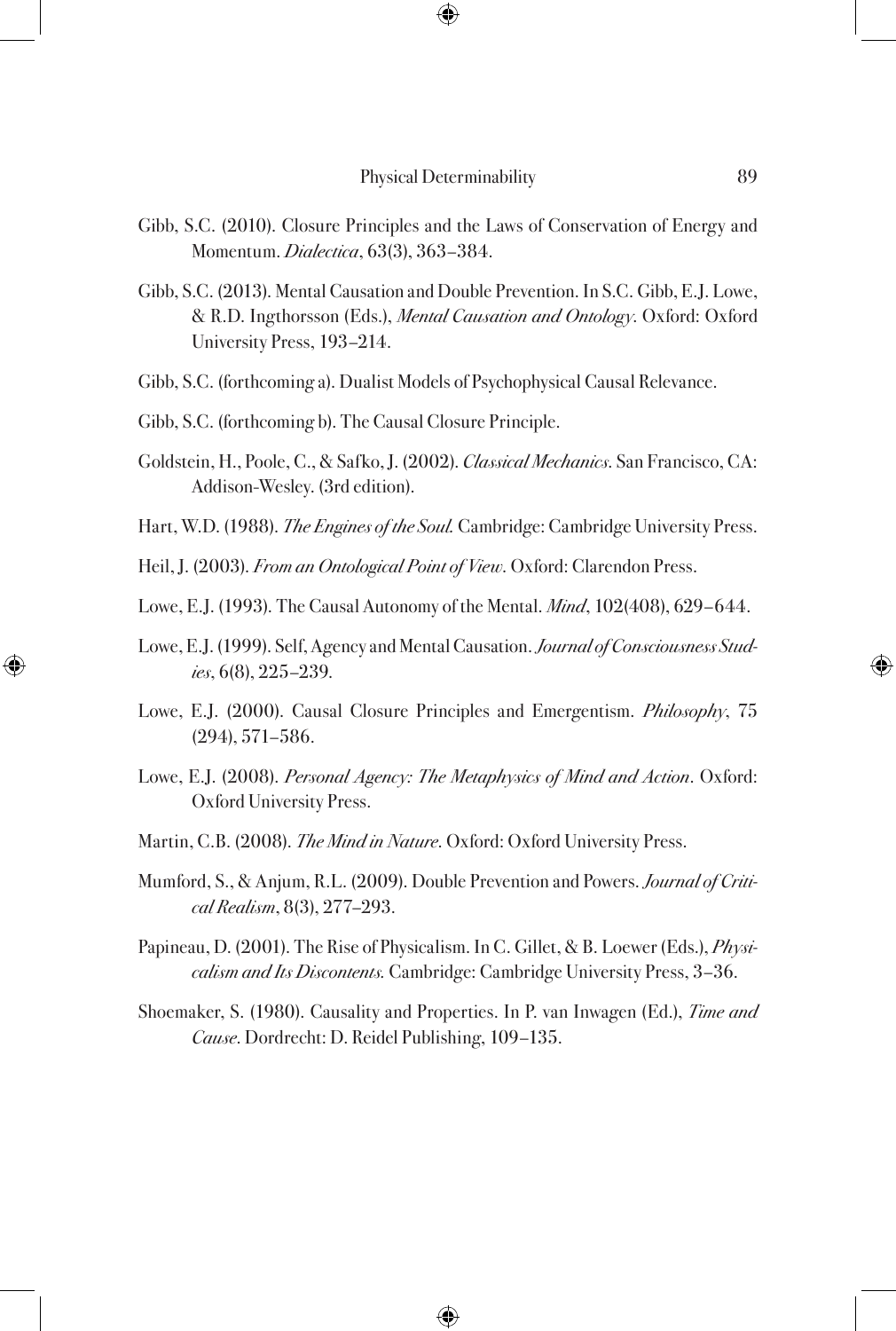Gibb, S.C. (2010). Closure Principles and the Laws of Conservation of Energy and Momentum. *Dialectica*, 63(3), 363–384.

Gibb, S.C. (2013). Mental Causation and Double Prevention. In S.C. Gibb, E.J. Lowe, & R.D. Ingthorsson (Eds.), *Mental Causation and Ontology*. Oxford: Oxford University Press, 193–214.

Gibb, S.C. (forthcoming a). Dualist Models of Psychophysical Causal Relevance.

Gibb, S.C. (forthcoming b). The Causal Closure Principle.

Goldstein, H., Poole, C., & Safko, J. (2002). *Classical Mechanics*. San Francisco, CA: Addison-Wesley. (3rd edition).

Hart, W.D. (1988). *The Engines of the Soul*. Cambridge: Cambridge University Press.

Heil, J. (2003). *From an Ontological Point of View*. Oxford: Clarendon Press.

Lowe, E.J. (1993). The Causal Autonomy of the Mental. *Mind*, 102(408), 629–644.

Lowe, E.J. (1999). Self, Agency and Mental Causation. *Journal of Consciousness Studies*, 6(8), 225–239.

Lowe, E.J. (2000). Causal Closure Principles and Emergentism. *Philosophy*, 75 (294), 571–586.

Lowe, E.J. (2008). *Personal Agency: The Metaphysics of Mind and Action*. Oxford: Oxford University Press.

Martin, C.B. (2008). *The Mind in Nature*. Oxford: Oxford University Press.

Mumford, S., & Anjum, R.L. (2009). Double Prevention and Powers. *Journal of Critical Realism*, 8(3), 277–293.

Papineau, D. (2001). The Rise of Physicalism. In C. Gillet, & B. Loewer (Eds.), *Physicalism and Its Discontents*. Cambridge: Cambridge University Press, 3–36.

Shoemaker, S. (1980). Causality and Properties. In P. van Inwagen (Ed.), *Time and Cause*. Dordrecht: D. Reidel Publishing, 109–135.